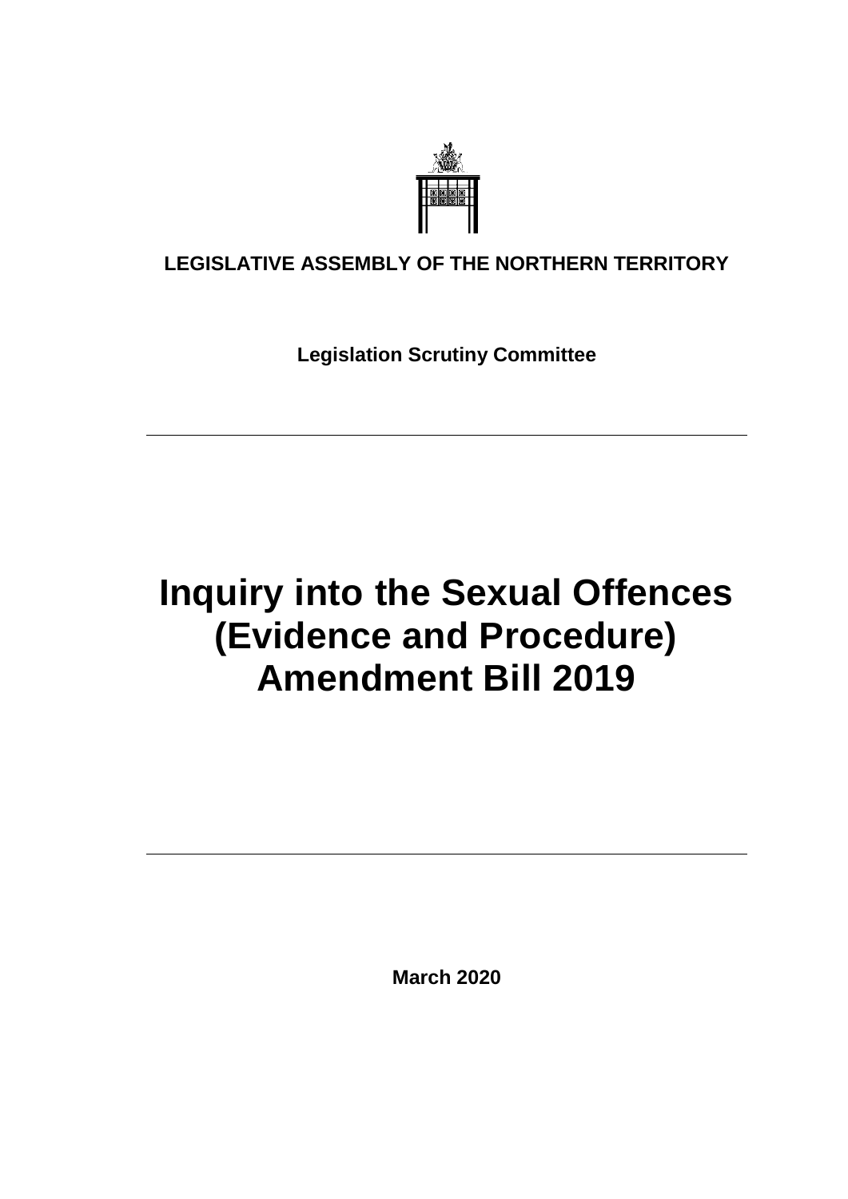**LEGISLATIVE ASSEMBLY OF THE NORTHERN TERRITORY**

**Legislation Scrutiny Committee**

---

# Inquiry into the Sexual Offences (Evidence and Procedure) Amendment Bill 2019

---

**March 2020**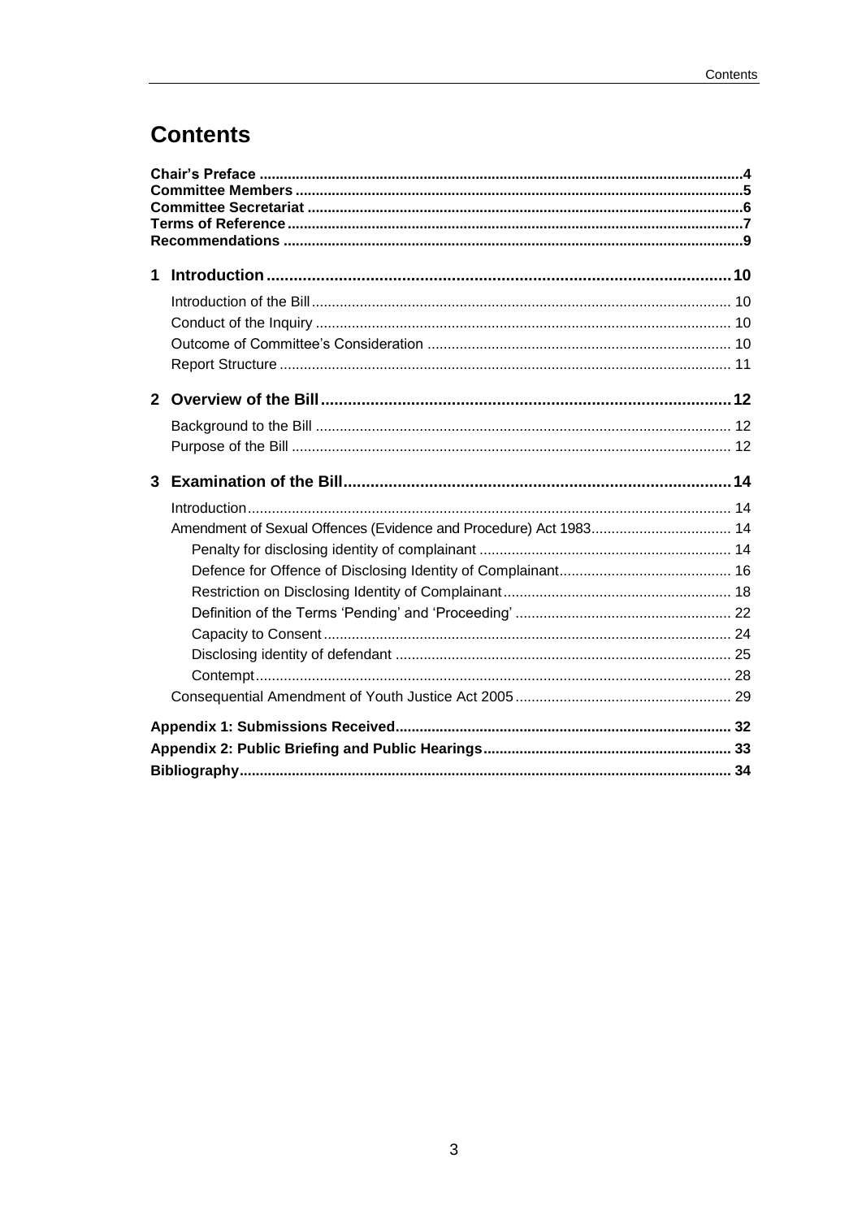# Contents

**Chair's Preface** ........................................................................................................4
**Committee Members** ...................................................................................................5
**Committee Secretariat** ................................................................................................6
**Terms of Reference** .....................................................................................................7
**Recommendations** .......................................................................................................9

**1 Introduction** ............................................................................................................10

- Introduction of the Bill ............................................................................................. 10
- Conduct of the Inquiry ............................................................................................. 10
- Outcome of Committee's Consideration .................................................................... 10
- Report Structure ..................................................................................................... 11

**2 Overview of the Bill** ..................................................................................................12

- Background to the Bill ............................................................................................. 12
- Purpose of the Bill ................................................................................................... 12

**3 Examination of the Bill** .............................................................................................14

- Introduction .............................................................................................................. 14
- Amendment of Sexual Offences (Evidence and Procedure) Act 1983 ........................... 14
  - Penalty for disclosing identity of complainant ............................................... 14
  - Defence for Offence of Disclosing Identity of Complainant ............................ 16
  - Restriction on Disclosing Identity of Complainant .......................................... 18
  - Definition of the Terms 'Pending' and 'Proceeding' ........................................ 22
  - Capacity to Consent ....................................................................................... 24
  - Disclosing identity of defendant ..................................................................... 25
  - Contempt ....................................................................................................... 28
- Consequential Amendment of Youth Justice Act 2005 ................................................ 29

**Appendix 1: Submissions Received** .............................................................................. 32
**Appendix 2: Public Briefing and Public Hearings** .......................................................... 33
**Bibliography** ................................................................................................................. 34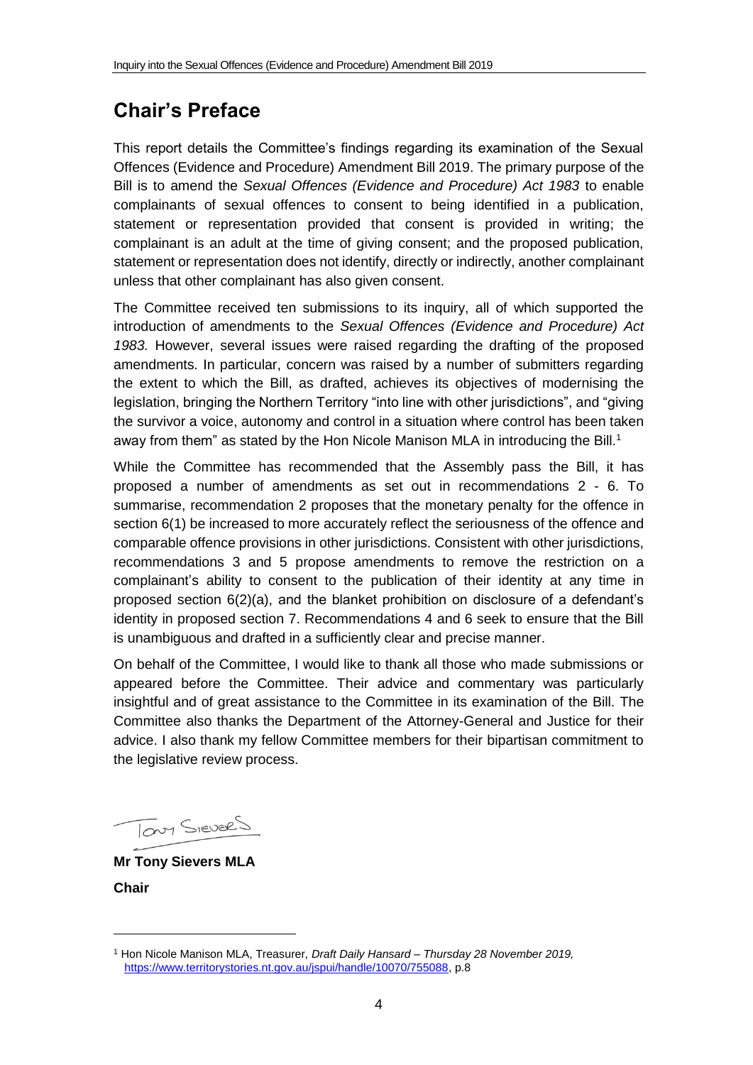# Chair's Preface

This report details the Committee's findings regarding its examination of the Sexual Offences (Evidence and Procedure) Amendment Bill 2019. The primary purpose of the Bill is to amend the *Sexual Offences (Evidence and Procedure) Act 1983* to enable complainants of sexual offences to consent to being identified in a publication, statement or representation provided that consent is provided in writing; the complainant is an adult at the time of giving consent; and the proposed publication, statement or representation does not identify, directly or indirectly, another complainant unless that other complainant has also given consent.

The Committee received ten submissions to its inquiry, all of which supported the introduction of amendments to the *Sexual Offences (Evidence and Procedure) Act 1983.* However, several issues were raised regarding the drafting of the proposed amendments. In particular, concern was raised by a number of submitters regarding the extent to which the Bill, as drafted, achieves its objectives of modernising the legislation, bringing the Northern Territory "into line with other jurisdictions", and "giving the survivor a voice, autonomy and control in a situation where control has been taken away from them" as stated by the Hon Nicole Manison MLA in introducing the Bill.[1]

While the Committee has recommended that the Assembly pass the Bill, it has proposed a number of amendments as set out in recommendations 2 - 6. To summarise, recommendation 2 proposes that the monetary penalty for the offence in section 6(1) be increased to more accurately reflect the seriousness of the offence and comparable offence provisions in other jurisdictions. Consistent with other jurisdictions, recommendations 3 and 5 propose amendments to remove the restriction on a complainant's ability to consent to the publication of their identity at any time in proposed section 6(2)(a), and the blanket prohibition on disclosure of a defendant's identity in proposed section 7. Recommendations 4 and 6 seek to ensure that the Bill is unambiguous and drafted in a sufficiently clear and precise manner.

On behalf of the Committee, I would like to thank all those who made submissions or appeared before the Committee. Their advice and commentary was particularly insightful and of great assistance to the Committee in its examination of the Bill. The Committee also thanks the Department of the Attorney-General and Justice for their advice. I also thank my fellow Committee members for their bipartisan commitment to the legislative review process.

Tony Sievers

**Mr Tony Sievers MLA**

**Chair**

[1] Hon Nicole Manison MLA, Treasurer, *Draft Daily Hansard – Thursday 28 November 2019,* https://www.territorystories.nt.gov.au/jspui/handle/10070/755088, p.8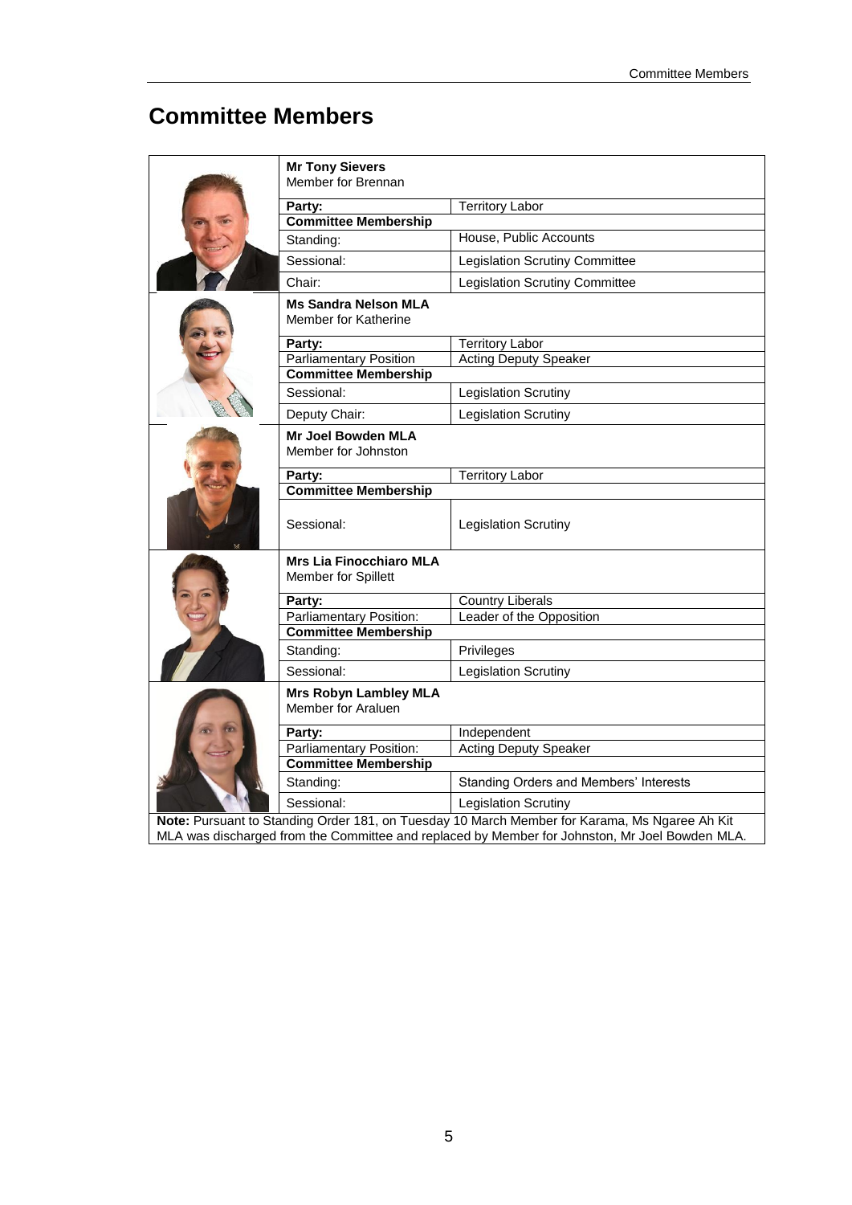# Committee Members

| Member | | |
|---|---|---|
| | **Mr Tony Sievers**<br>Member for Brennan | |
| | **Party:** | Territory Labor |
| | **Committee Membership** | |
| | Standing: | House, Public Accounts |
| | Sessional: | Legislation Scrutiny Committee |
| | Chair: | Legislation Scrutiny Committee |
| | **Ms Sandra Nelson MLA**<br>Member for Katherine | |
| | **Party:** | Territory Labor |
| | Parliamentary Position | Acting Deputy Speaker |
| | **Committee Membership** | |
| | Sessional: | Legislation Scrutiny |
| | Deputy Chair: | Legislation Scrutiny |
| | **Mr Joel Bowden MLA**<br>Member for Johnston | |
| | **Party:** | Territory Labor |
| | **Committee Membership** | |
| | Sessional: | Legislation Scrutiny |
| | **Mrs Lia Finocchiaro MLA**<br>Member for Spillett | |
| | **Party:** | Country Liberals |
| | Parliamentary Position: | Leader of the Opposition |
| | **Committee Membership** | |
| | Standing: | Privileges |
| | Sessional: | Legislation Scrutiny |
| | **Mrs Robyn Lambley MLA**<br>Member for Araluen | |
| | **Party:** | Independent |
| | Parliamentary Position: | Acting Deputy Speaker |
| | **Committee Membership** | |
| | Standing: | Standing Orders and Members' Interests |
| | Sessional: | Legislation Scrutiny |

**Note:** Pursuant to Standing Order 181, on Tuesday 10 March Member for Karama, Ms Ngaree Ah Kit MLA was discharged from the Committee and replaced by Member for Johnston, Mr Joel Bowden MLA.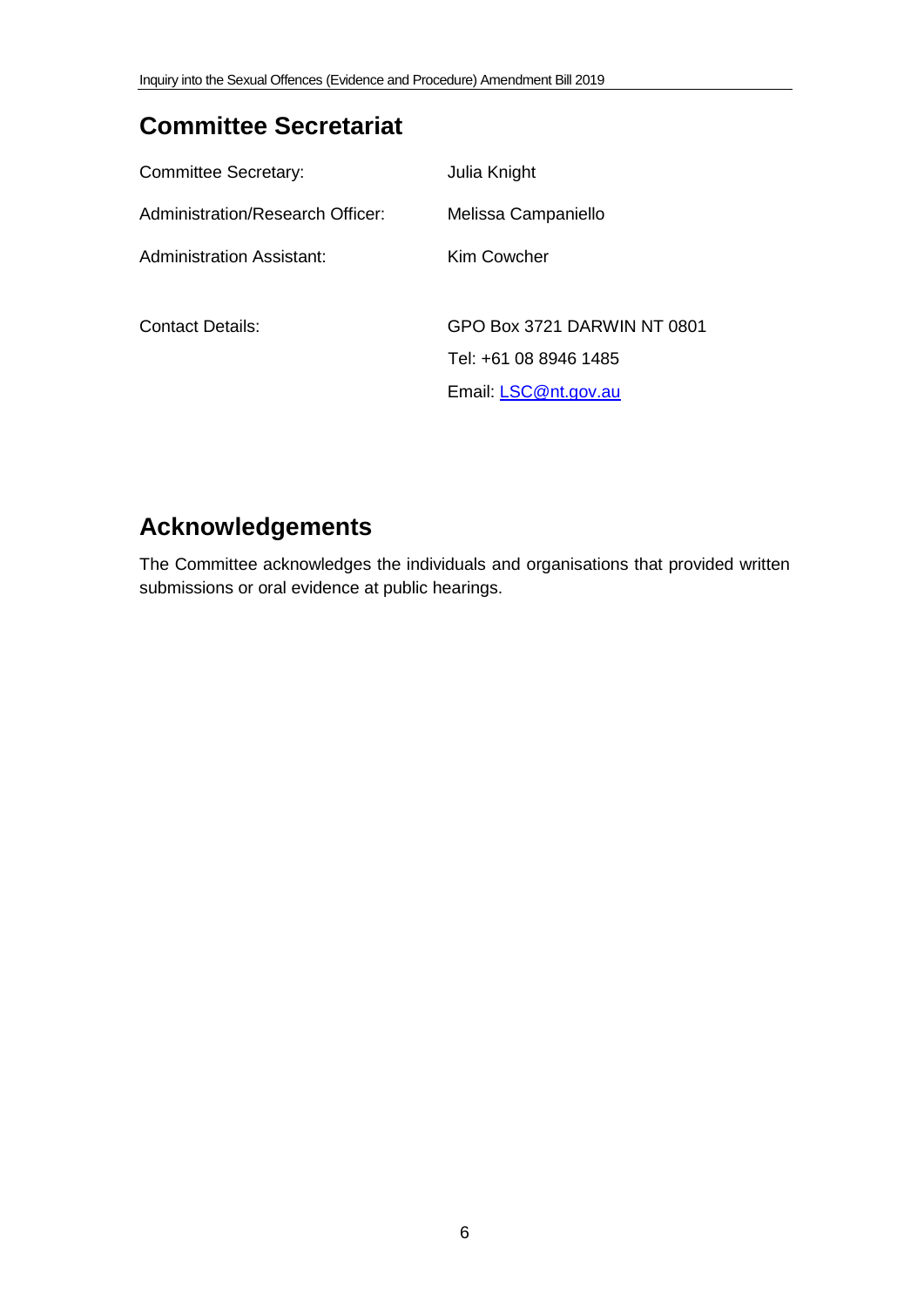## Committee Secretariat

| | |
|---|---|
| Committee Secretary: | Julia Knight |
| Administration/Research Officer: | Melissa Campaniello |
| Administration Assistant: | Kim Cowcher |
| Contact Details: | GPO Box 3721 DARWIN NT 0801 |
| | Tel: +61 08 8946 1485 |
| | Email: LSC@nt.gov.au |

## Acknowledgements

The Committee acknowledges the individuals and organisations that provided written submissions or oral evidence at public hearings.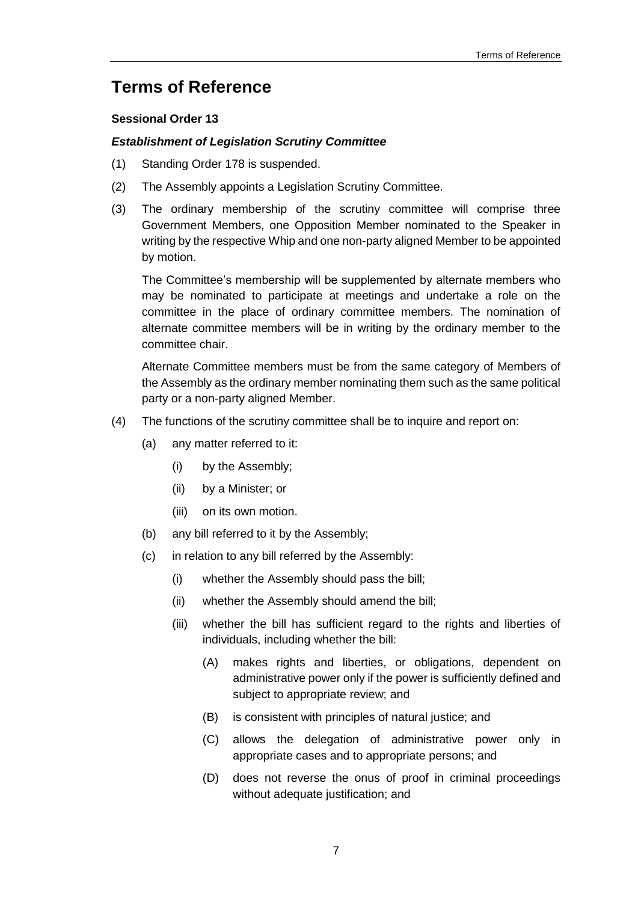# Terms of Reference

**Sessional Order 13**

***Establishment of Legislation Scrutiny Committee***

(1) Standing Order 178 is suspended.

(2) The Assembly appoints a Legislation Scrutiny Committee.

(3) The ordinary membership of the scrutiny committee will comprise three Government Members, one Opposition Member nominated to the Speaker in writing by the respective Whip and one non-party aligned Member to be appointed by motion.

The Committee's membership will be supplemented by alternate members who may be nominated to participate at meetings and undertake a role on the committee in the place of ordinary committee members. The nomination of alternate committee members will be in writing by the ordinary member to the committee chair.

Alternate Committee members must be from the same category of Members of the Assembly as the ordinary member nominating them such as the same political party or a non-party aligned Member.

(4) The functions of the scrutiny committee shall be to inquire and report on:

   (a) any matter referred to it:

      (i) by the Assembly;

      (ii) by a Minister; or

      (iii) on its own motion.

   (b) any bill referred to it by the Assembly;

   (c) in relation to any bill referred by the Assembly:

      (i) whether the Assembly should pass the bill;

      (ii) whether the Assembly should amend the bill;

      (iii) whether the bill has sufficient regard to the rights and liberties of individuals, including whether the bill:

         (A) makes rights and liberties, or obligations, dependent on administrative power only if the power is sufficiently defined and subject to appropriate review; and

         (B) is consistent with principles of natural justice; and

         (C) allows the delegation of administrative power only in appropriate cases and to appropriate persons; and

         (D) does not reverse the onus of proof in criminal proceedings without adequate justification; and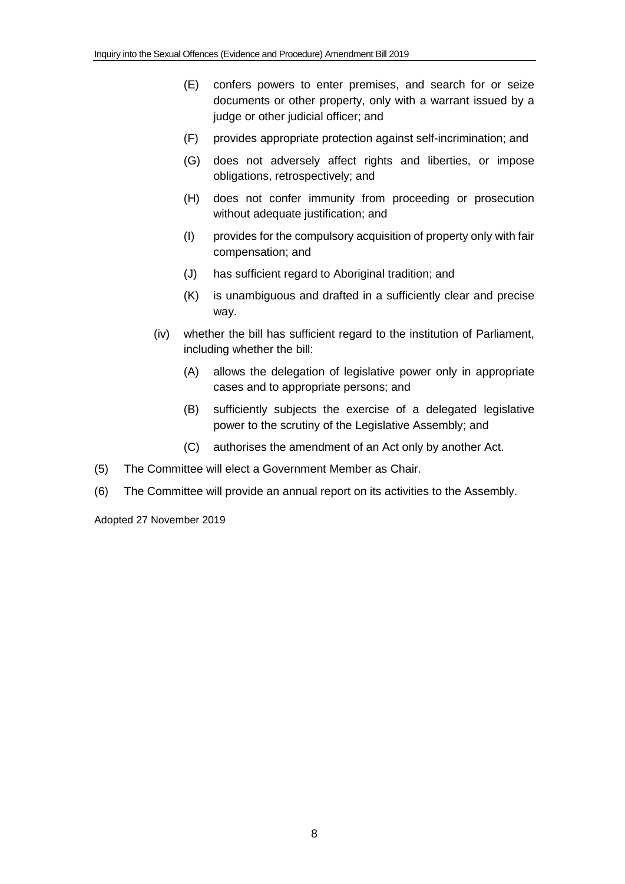- (E) confers powers to enter premises, and search for or seize documents or other property, only with a warrant issued by a judge or other judicial officer; and
- (F) provides appropriate protection against self-incrimination; and
- (G) does not adversely affect rights and liberties, or impose obligations, retrospectively; and
- (H) does not confer immunity from proceeding or prosecution without adequate justification; and
- (I) provides for the compulsory acquisition of property only with fair compensation; and
- (J) has sufficient regard to Aboriginal tradition; and
- (K) is unambiguous and drafted in a sufficiently clear and precise way.

(iv) whether the bill has sufficient regard to the institution of Parliament, including whether the bill:

- (A) allows the delegation of legislative power only in appropriate cases and to appropriate persons; and
- (B) sufficiently subjects the exercise of a delegated legislative power to the scrutiny of the Legislative Assembly; and
- (C) authorises the amendment of an Act only by another Act.

(5) The Committee will elect a Government Member as Chair.

(6) The Committee will provide an annual report on its activities to the Assembly.

Adopted 27 November 2019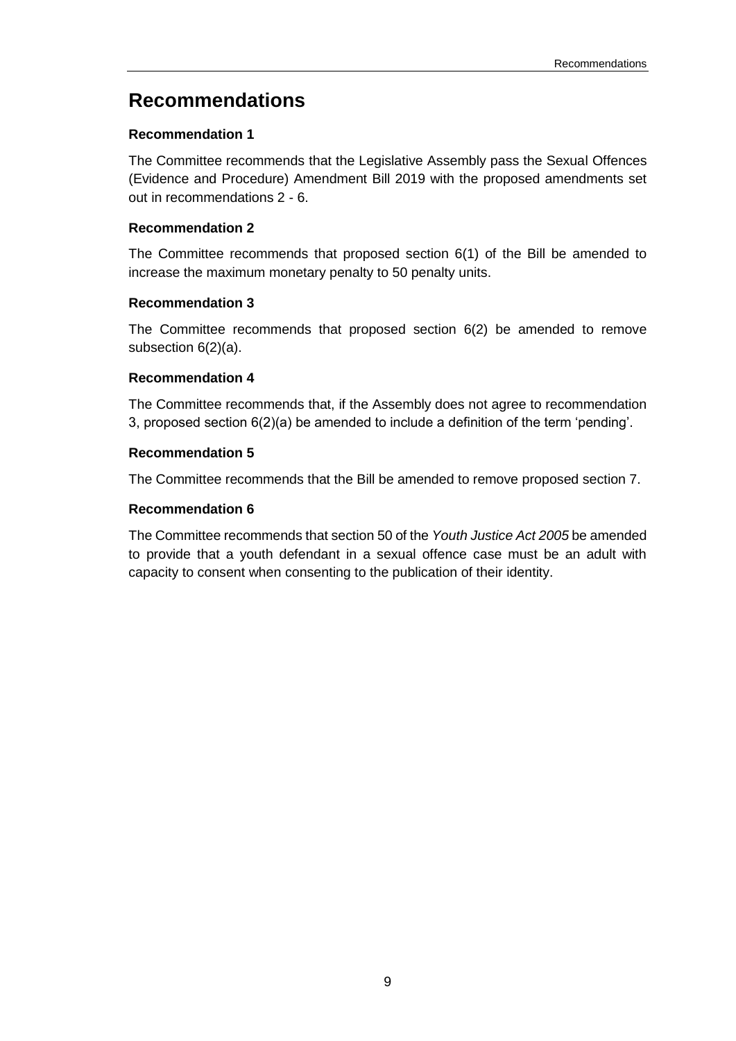# Recommendations

**Recommendation 1**

The Committee recommends that the Legislative Assembly pass the Sexual Offences (Evidence and Procedure) Amendment Bill 2019 with the proposed amendments set out in recommendations 2 - 6.

**Recommendation 2**

The Committee recommends that proposed section 6(1) of the Bill be amended to increase the maximum monetary penalty to 50 penalty units.

**Recommendation 3**

The Committee recommends that proposed section 6(2) be amended to remove subsection 6(2)(a).

**Recommendation 4**

The Committee recommends that, if the Assembly does not agree to recommendation 3, proposed section 6(2)(a) be amended to include a definition of the term 'pending'.

**Recommendation 5**

The Committee recommends that the Bill be amended to remove proposed section 7.

**Recommendation 6**

The Committee recommends that section 50 of the *Youth Justice Act 2005* be amended to provide that a youth defendant in a sexual offence case must be an adult with capacity to consent when consenting to the publication of their identity.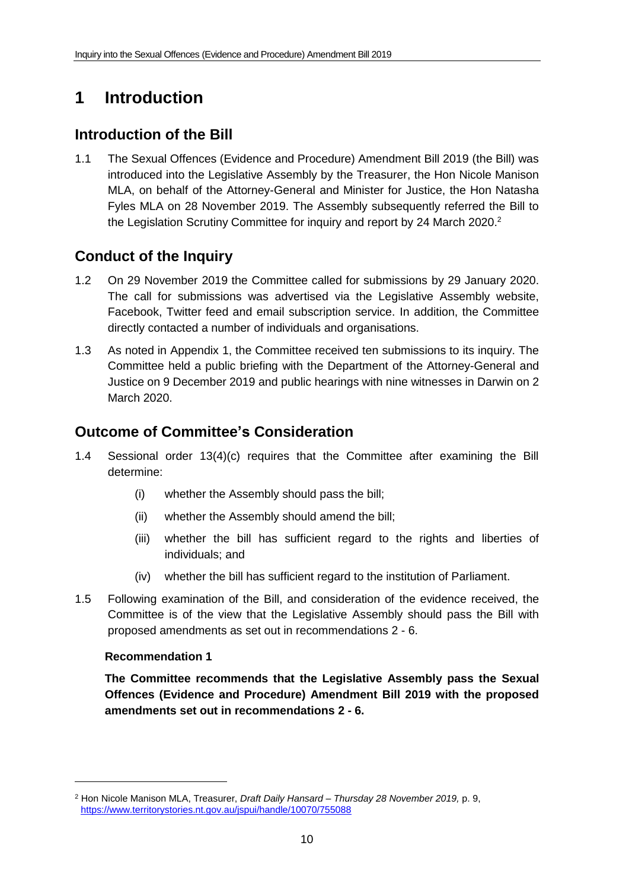# 1 Introduction

## Introduction of the Bill

1.1 The Sexual Offences (Evidence and Procedure) Amendment Bill 2019 (the Bill) was introduced into the Legislative Assembly by the Treasurer, the Hon Nicole Manison MLA, on behalf of the Attorney-General and Minister for Justice, the Hon Natasha Fyles MLA on 28 November 2019. The Assembly subsequently referred the Bill to the Legislation Scrutiny Committee for inquiry and report by 24 March 2020.[2]

## Conduct of the Inquiry

1.2 On 29 November 2019 the Committee called for submissions by 29 January 2020. The call for submissions was advertised via the Legislative Assembly website, Facebook, Twitter feed and email subscription service. In addition, the Committee directly contacted a number of individuals and organisations.

1.3 As noted in Appendix 1, the Committee received ten submissions to its inquiry. The Committee held a public briefing with the Department of the Attorney-General and Justice on 9 December 2019 and public hearings with nine witnesses in Darwin on 2 March 2020.

## Outcome of Committee's Consideration

1.4 Sessional order 13(4)(c) requires that the Committee after examining the Bill determine:

(i) whether the Assembly should pass the bill;

(ii) whether the Assembly should amend the bill;

(iii) whether the bill has sufficient regard to the rights and liberties of individuals; and

(iv) whether the bill has sufficient regard to the institution of Parliament.

1.5 Following examination of the Bill, and consideration of the evidence received, the Committee is of the view that the Legislative Assembly should pass the Bill with proposed amendments as set out in recommendations 2 - 6.

**Recommendation 1**

**The Committee recommends that the Legislative Assembly pass the Sexual Offences (Evidence and Procedure) Amendment Bill 2019 with the proposed amendments set out in recommendations 2 - 6.**

---

[2] Hon Nicole Manison MLA, Treasurer, *Draft Daily Hansard – Thursday 28 November 2019,* p. 9, https://www.territorystories.nt.gov.au/jspui/handle/10070/755088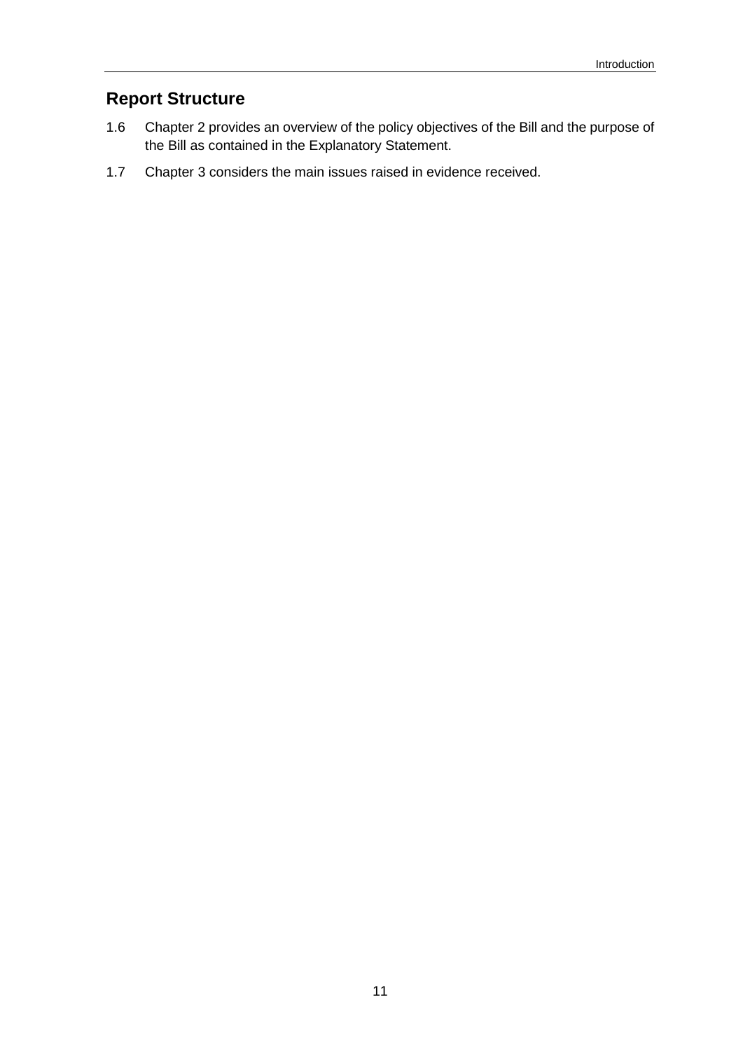## Report Structure

1.6 Chapter 2 provides an overview of the policy objectives of the Bill and the purpose of the Bill as contained in the Explanatory Statement.

1.7 Chapter 3 considers the main issues raised in evidence received.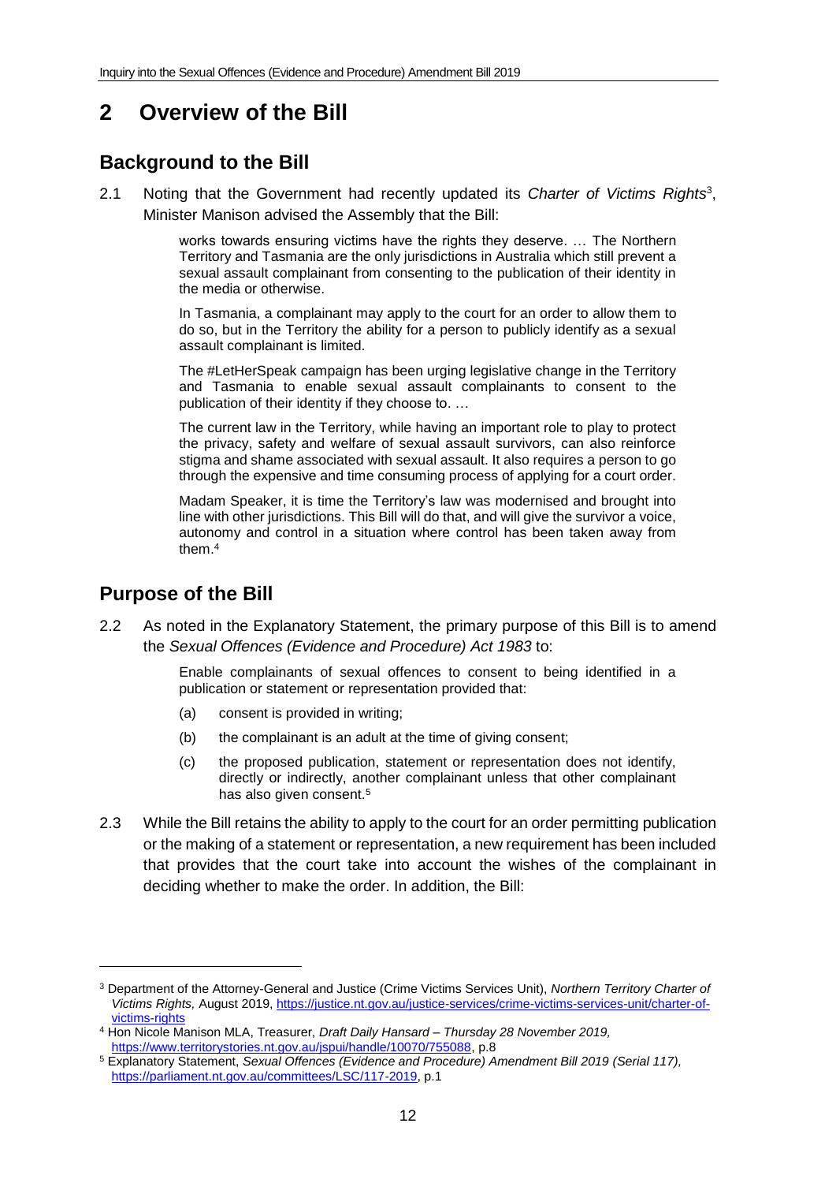# 2 Overview of the Bill

## Background to the Bill

2.1 Noting that the Government had recently updated its *Charter of Victims Rights*[3], Minister Manison advised the Assembly that the Bill:

> works towards ensuring victims have the rights they deserve. … The Northern Territory and Tasmania are the only jurisdictions in Australia which still prevent a sexual assault complainant from consenting to the publication of their identity in the media or otherwise.
>
> In Tasmania, a complainant may apply to the court for an order to allow them to do so, but in the Territory the ability for a person to publicly identify as a sexual assault complainant is limited.
>
> The #LetHerSpeak campaign has been urging legislative change in the Territory and Tasmania to enable sexual assault complainants to consent to the publication of their identity if they choose to. …
>
> The current law in the Territory, while having an important role to play to protect the privacy, safety and welfare of sexual assault survivors, can also reinforce stigma and shame associated with sexual assault. It also requires a person to go through the expensive and time consuming process of applying for a court order.
>
> Madam Speaker, it is time the Territory's law was modernised and brought into line with other jurisdictions. This Bill will do that, and will give the survivor a voice, autonomy and control in a situation where control has been taken away from them.[4]

## Purpose of the Bill

2.2 As noted in the Explanatory Statement, the primary purpose of this Bill is to amend the *Sexual Offences (Evidence and Procedure) Act 1983* to:

> Enable complainants of sexual offences to consent to being identified in a publication or statement or representation provided that:
>
> (a) consent is provided in writing;
>
> (b) the complainant is an adult at the time of giving consent;
>
> (c) the proposed publication, statement or representation does not identify, directly or indirectly, another complainant unless that other complainant has also given consent.[5]

2.3 While the Bill retains the ability to apply to the court for an order permitting publication or the making of a statement or representation, a new requirement has been included that provides that the court take into account the wishes of the complainant in deciding whether to make the order. In addition, the Bill:

---

[3] Department of the Attorney-General and Justice (Crime Victims Services Unit), *Northern Territory Charter of Victims Rights,* August 2019, https://justice.nt.gov.au/justice-services/crime-victims-services-unit/charter-of-victims-rights

[4] Hon Nicole Manison MLA, Treasurer, *Draft Daily Hansard – Thursday 28 November 2019,* https://www.territorystories.nt.gov.au/jspui/handle/10070/755088, p.8

[5] Explanatory Statement, *Sexual Offences (Evidence and Procedure) Amendment Bill 2019 (Serial 117),* https://parliament.nt.gov.au/committees/LSC/117-2019, p.1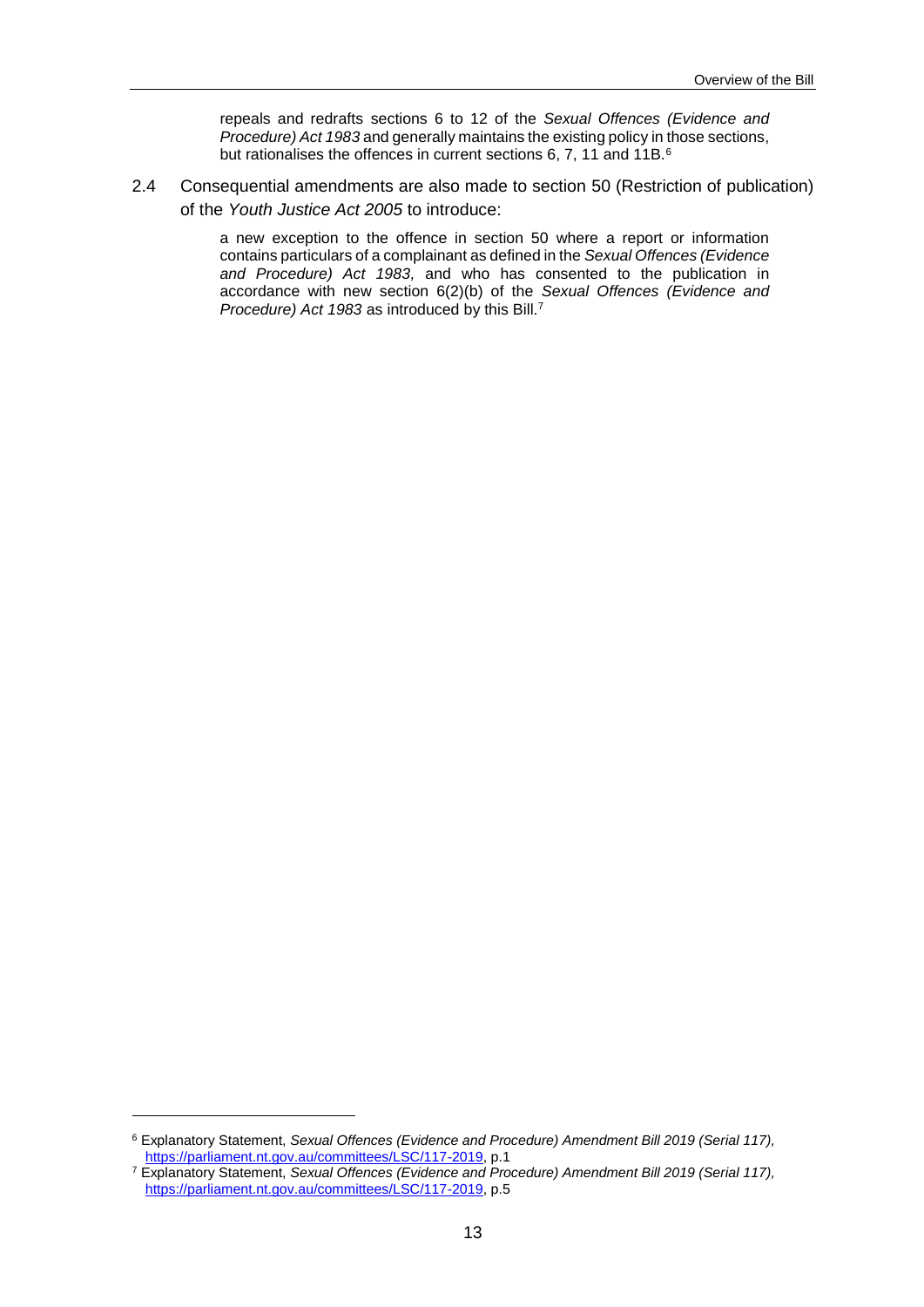repeals and redrafts sections 6 to 12 of the *Sexual Offences (Evidence and Procedure) Act 1983* and generally maintains the existing policy in those sections, but rationalises the offences in current sections 6, 7, 11 and 11B.[6]

2.4 Consequential amendments are also made to section 50 (Restriction of publication) of the *Youth Justice Act 2005* to introduce:

> a new exception to the offence in section 50 where a report or information contains particulars of a complainant as defined in the *Sexual Offences (Evidence and Procedure) Act 1983,* and who has consented to the publication in accordance with new section 6(2)(b) of the *Sexual Offences (Evidence and Procedure) Act 1983* as introduced by this Bill.[7]

---

[6] Explanatory Statement, *Sexual Offences (Evidence and Procedure) Amendment Bill 2019 (Serial 117),* https://parliament.nt.gov.au/committees/LSC/117-2019, p.1

[7] Explanatory Statement, *Sexual Offences (Evidence and Procedure) Amendment Bill 2019 (Serial 117),* https://parliament.nt.gov.au/committees/LSC/117-2019, p.5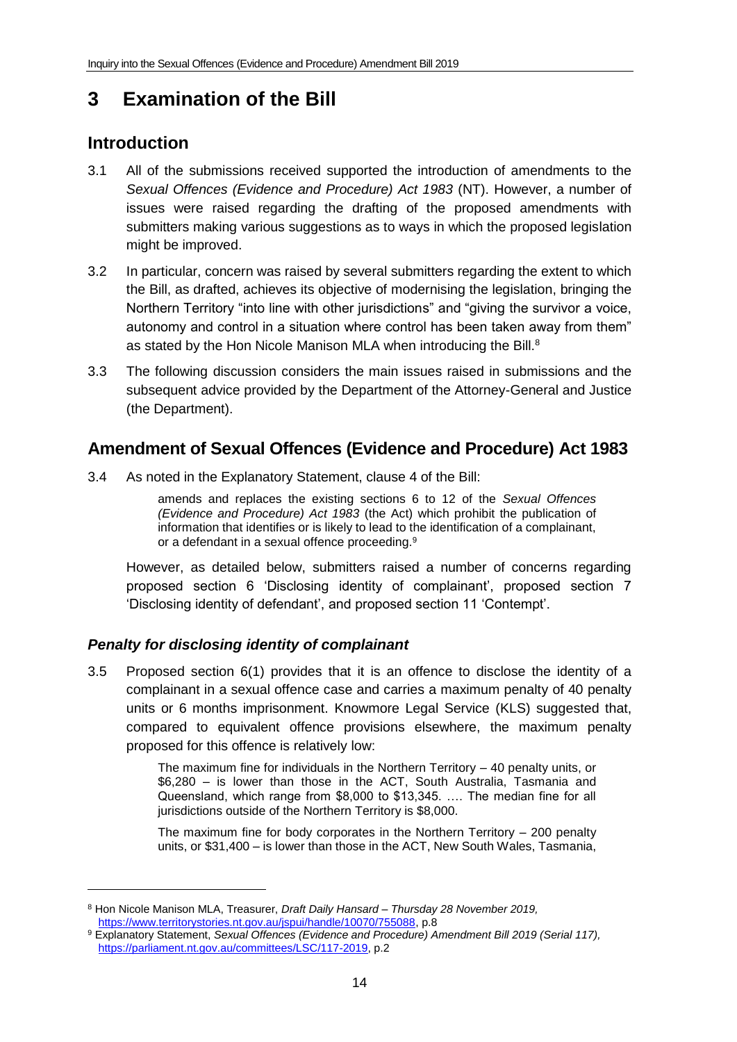# 3 Examination of the Bill

## Introduction

3.1 All of the submissions received supported the introduction of amendments to the *Sexual Offences (Evidence and Procedure) Act 1983* (NT). However, a number of issues were raised regarding the drafting of the proposed amendments with submitters making various suggestions as to ways in which the proposed legislation might be improved.

3.2 In particular, concern was raised by several submitters regarding the extent to which the Bill, as drafted, achieves its objective of modernising the legislation, bringing the Northern Territory "into line with other jurisdictions" and "giving the survivor a voice, autonomy and control in a situation where control has been taken away from them" as stated by the Hon Nicole Manison MLA when introducing the Bill.[8]

3.3 The following discussion considers the main issues raised in submissions and the subsequent advice provided by the Department of the Attorney-General and Justice (the Department).

## Amendment of Sexual Offences (Evidence and Procedure) Act 1983

3.4 As noted in the Explanatory Statement, clause 4 of the Bill:

> amends and replaces the existing sections 6 to 12 of the *Sexual Offences (Evidence and Procedure) Act 1983* (the Act) which prohibit the publication of information that identifies or is likely to lead to the identification of a complainant, or a defendant in a sexual offence proceeding.[9]

However, as detailed below, submitters raised a number of concerns regarding proposed section 6 'Disclosing identity of complainant', proposed section 7 'Disclosing identity of defendant', and proposed section 11 'Contempt'.

### *Penalty for disclosing identity of complainant*

3.5 Proposed section 6(1) provides that it is an offence to disclose the identity of a complainant in a sexual offence case and carries a maximum penalty of 40 penalty units or 6 months imprisonment. Knowmore Legal Service (KLS) suggested that, compared to equivalent offence provisions elsewhere, the maximum penalty proposed for this offence is relatively low:

> The maximum fine for individuals in the Northern Territory – 40 penalty units, or $6,280 – is lower than those in the ACT, South Australia, Tasmania and Queensland, which range from $8,000 to $13,345. …. The median fine for all jurisdictions outside of the Northern Territory is $8,000.
>
> The maximum fine for body corporates in the Northern Territory – 200 penalty units, or $31,400 – is lower than those in the ACT, New South Wales, Tasmania,

---

[8] Hon Nicole Manison MLA, Treasurer, *Draft Daily Hansard – Thursday 28 November 2019,* https://www.territorystories.nt.gov.au/jspui/handle/10070/755088, p.8

[9] Explanatory Statement, *Sexual Offences (Evidence and Procedure) Amendment Bill 2019 (Serial 117),* https://parliament.nt.gov.au/committees/LSC/117-2019, p.2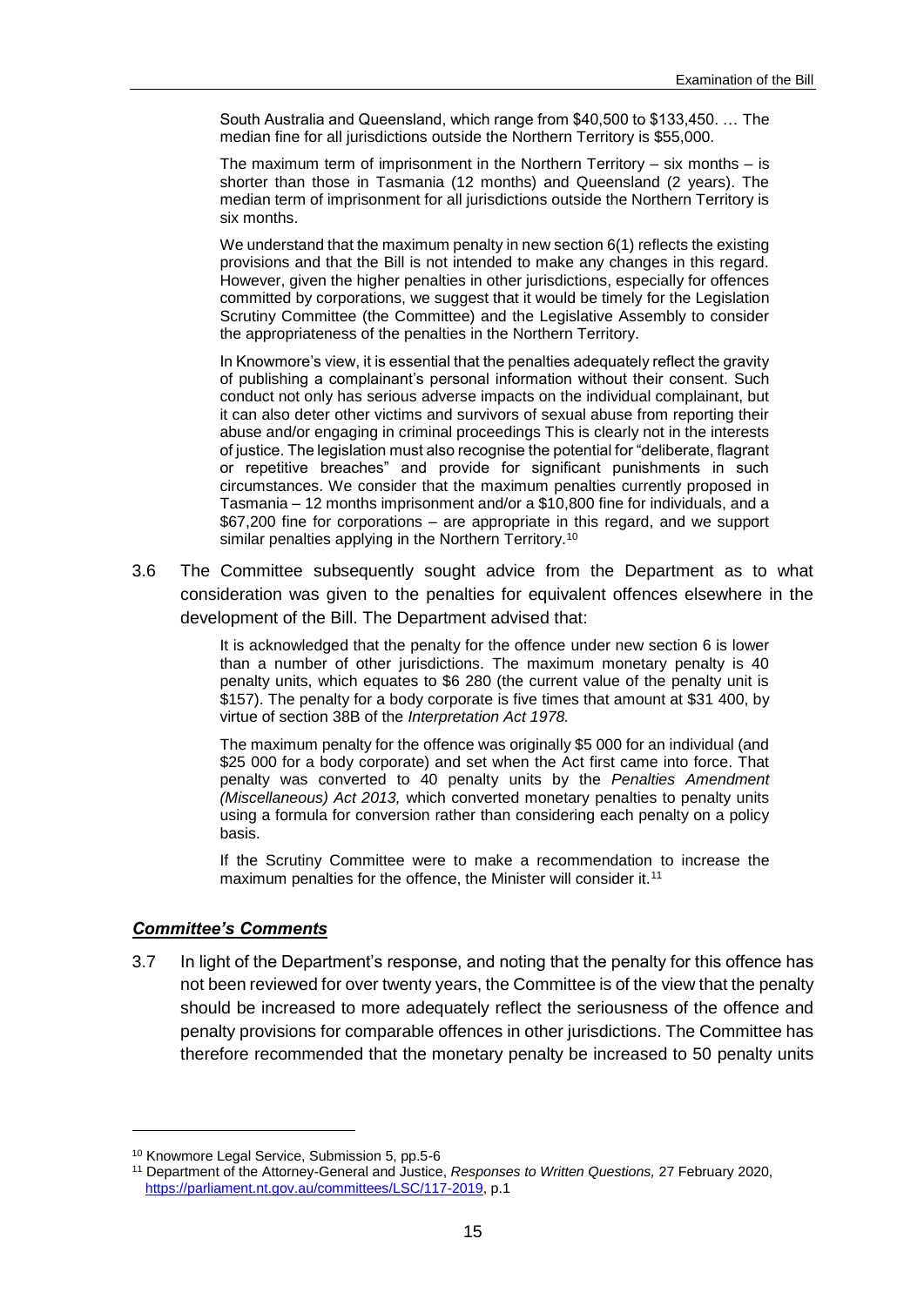> South Australia and Queensland, which range from $40,500 to $133,450. … The median fine for all jurisdictions outside the Northern Territory is $55,000.
>
> The maximum term of imprisonment in the Northern Territory – six months – is shorter than those in Tasmania (12 months) and Queensland (2 years). The median term of imprisonment for all jurisdictions outside the Northern Territory is six months.
>
> We understand that the maximum penalty in new section 6(1) reflects the existing provisions and that the Bill is not intended to make any changes in this regard. However, given the higher penalties in other jurisdictions, especially for offences committed by corporations, we suggest that it would be timely for the Legislation Scrutiny Committee (the Committee) and the Legislative Assembly to consider the appropriateness of the penalties in the Northern Territory.
>
> In Knowmore's view, it is essential that the penalties adequately reflect the gravity of publishing a complainant's personal information without their consent. Such conduct not only has serious adverse impacts on the individual complainant, but it can also deter other victims and survivors of sexual abuse from reporting their abuse and/or engaging in criminal proceedings This is clearly not in the interests of justice. The legislation must also recognise the potential for "deliberate, flagrant or repetitive breaches" and provide for significant punishments in such circumstances. We consider that the maximum penalties currently proposed in Tasmania – 12 months imprisonment and/or a $10,800 fine for individuals, and a $67,200 fine for corporations – are appropriate in this regard, and we support similar penalties applying in the Northern Territory.[10]

3.6 The Committee subsequently sought advice from the Department as to what consideration was given to the penalties for equivalent offences elsewhere in the development of the Bill. The Department advised that:

> It is acknowledged that the penalty for the offence under new section 6 is lower than a number of other jurisdictions. The maximum monetary penalty is 40 penalty units, which equates to $6 280 (the current value of the penalty unit is $157). The penalty for a body corporate is five times that amount at $31 400, by virtue of section 38B of the *Interpretation Act 1978.*
>
> The maximum penalty for the offence was originally $5 000 for an individual (and $25 000 for a body corporate) and set when the Act first came into force. That penalty was converted to 40 penalty units by the *Penalties Amendment (Miscellaneous) Act 2013,* which converted monetary penalties to penalty units using a formula for conversion rather than considering each penalty on a policy basis.
>
> If the Scrutiny Committee were to make a recommendation to increase the maximum penalties for the offence, the Minister will consider it.[11]

### *Committee's Comments*

3.7 In light of the Department's response, and noting that the penalty for this offence has not been reviewed for over twenty years, the Committee is of the view that the penalty should be increased to more adequately reflect the seriousness of the offence and penalty provisions for comparable offences in other jurisdictions. The Committee has therefore recommended that the monetary penalty be increased to 50 penalty units

---

[10] Knowmore Legal Service, Submission 5, pp.5-6

[11] Department of the Attorney-General and Justice, *Responses to Written Questions,* 27 February 2020, https://parliament.nt.gov.au/committees/LSC/117-2019, p.1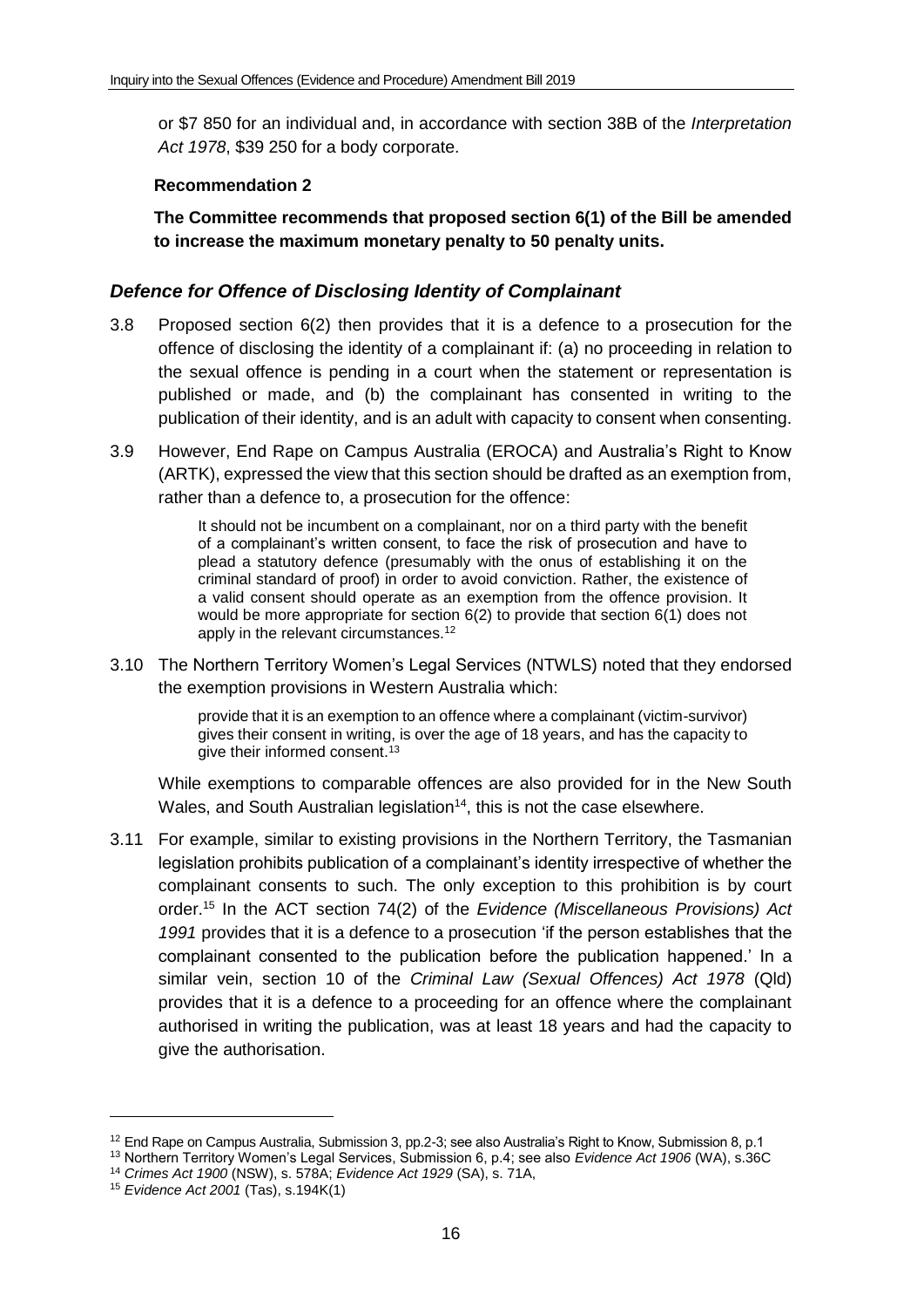or $7 850 for an individual and, in accordance with section 38B of the *Interpretation Act 1978*, $39 250 for a body corporate.

**Recommendation 2**

**The Committee recommends that proposed section 6(1) of the Bill be amended to increase the maximum monetary penalty to 50 penalty units.**

### *Defence for Offence of Disclosing Identity of Complainant*

3.8 Proposed section 6(2) then provides that it is a defence to a prosecution for the offence of disclosing the identity of a complainant if: (a) no proceeding in relation to the sexual offence is pending in a court when the statement or representation is published or made, and (b) the complainant has consented in writing to the publication of their identity, and is an adult with capacity to consent when consenting.

3.9 However, End Rape on Campus Australia (EROCA) and Australia's Right to Know (ARTK), expressed the view that this section should be drafted as an exemption from, rather than a defence to, a prosecution for the offence:

> It should not be incumbent on a complainant, nor on a third party with the benefit of a complainant's written consent, to face the risk of prosecution and have to plead a statutory defence (presumably with the onus of establishing it on the criminal standard of proof) in order to avoid conviction. Rather, the existence of a valid consent should operate as an exemption from the offence provision. It would be more appropriate for section 6(2) to provide that section 6(1) does not apply in the relevant circumstances.[12]

3.10 The Northern Territory Women's Legal Services (NTWLS) noted that they endorsed the exemption provisions in Western Australia which:

> provide that it is an exemption to an offence where a complainant (victim-survivor) gives their consent in writing, is over the age of 18 years, and has the capacity to give their informed consent.[13]

While exemptions to comparable offences are also provided for in the New South Wales, and South Australian legislation[14], this is not the case elsewhere.

3.11 For example, similar to existing provisions in the Northern Territory, the Tasmanian legislation prohibits publication of a complainant's identity irrespective of whether the complainant consents to such. The only exception to this prohibition is by court order.[15] In the ACT section 74(2) of the *Evidence (Miscellaneous Provisions) Act 1991* provides that it is a defence to a prosecution 'if the person establishes that the complainant consented to the publication before the publication happened.' In a similar vein, section 10 of the *Criminal Law (Sexual Offences) Act 1978* (Qld) provides that it is a defence to a proceeding for an offence where the complainant authorised in writing the publication, was at least 18 years and had the capacity to give the authorisation.

---

[12] End Rape on Campus Australia, Submission 3, pp.2-3; see also Australia's Right to Know, Submission 8, p.1

[13] Northern Territory Women's Legal Services, Submission 6, p.4; see also *Evidence Act 1906* (WA), s.36C

[14] *Crimes Act 1900* (NSW), s. 578A; *Evidence Act 1929* (SA), s. 71A,

[15] *Evidence Act 2001* (Tas), s.194K(1)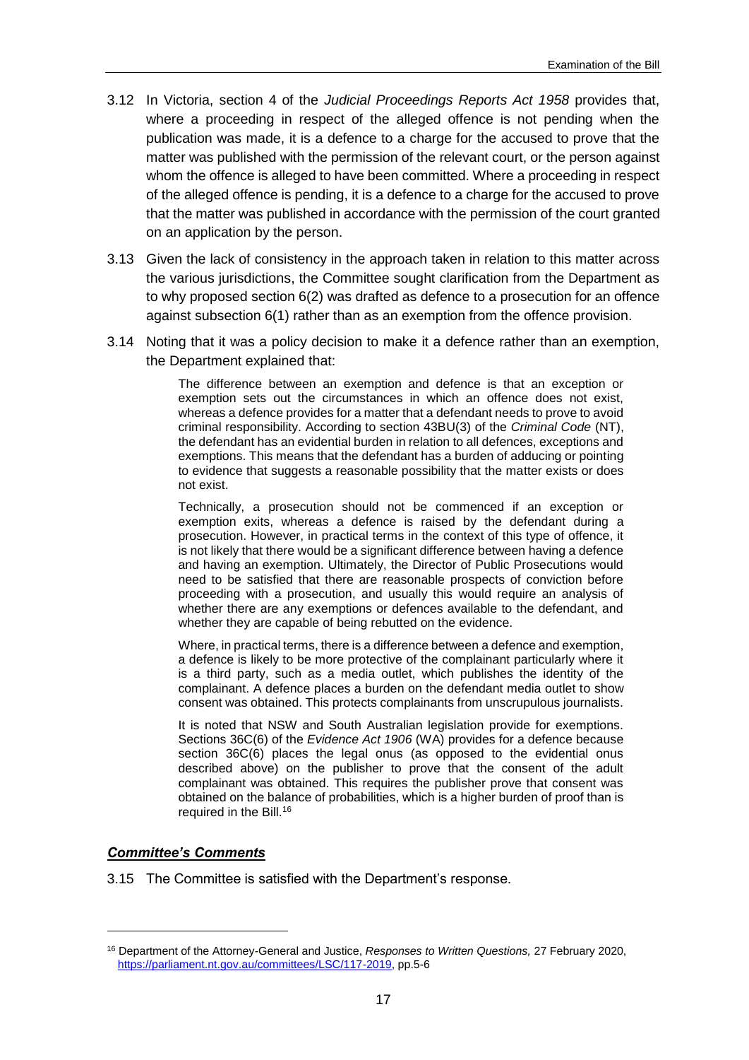3.12 In Victoria, section 4 of the *Judicial Proceedings Reports Act 1958* provides that, where a proceeding in respect of the alleged offence is not pending when the publication was made, it is a defence to a charge for the accused to prove that the matter was published with the permission of the relevant court, or the person against whom the offence is alleged to have been committed. Where a proceeding in respect of the alleged offence is pending, it is a defence to a charge for the accused to prove that the matter was published in accordance with the permission of the court granted on an application by the person.

3.13 Given the lack of consistency in the approach taken in relation to this matter across the various jurisdictions, the Committee sought clarification from the Department as to why proposed section 6(2) was drafted as defence to a prosecution for an offence against subsection 6(1) rather than as an exemption from the offence provision.

3.14 Noting that it was a policy decision to make it a defence rather than an exemption, the Department explained that:

> The difference between an exemption and defence is that an exception or exemption sets out the circumstances in which an offence does not exist, whereas a defence provides for a matter that a defendant needs to prove to avoid criminal responsibility. According to section 43BU(3) of the *Criminal Code* (NT), the defendant has an evidential burden in relation to all defences, exceptions and exemptions. This means that the defendant has a burden of adducing or pointing to evidence that suggests a reasonable possibility that the matter exists or does not exist.
>
> Technically, a prosecution should not be commenced if an exception or exemption exits, whereas a defence is raised by the defendant during a prosecution. However, in practical terms in the context of this type of offence, it is not likely that there would be a significant difference between having a defence and having an exemption. Ultimately, the Director of Public Prosecutions would need to be satisfied that there are reasonable prospects of conviction before proceeding with a prosecution, and usually this would require an analysis of whether there are any exemptions or defences available to the defendant, and whether they are capable of being rebutted on the evidence.
>
> Where, in practical terms, there is a difference between a defence and exemption, a defence is likely to be more protective of the complainant particularly where it is a third party, such as a media outlet, which publishes the identity of the complainant. A defence places a burden on the defendant media outlet to show consent was obtained. This protects complainants from unscrupulous journalists.
>
> It is noted that NSW and South Australian legislation provide for exemptions. Sections 36C(6) of the *Evidence Act 1906* (WA) provides for a defence because section 36C(6) places the legal onus (as opposed to the evidential onus described above) on the publisher to prove that the consent of the adult complainant was obtained. This requires the publisher prove that consent was obtained on the balance of probabilities, which is a higher burden of proof than is required in the Bill.[16]

### ***Committee's Comments***

3.15 The Committee is satisfied with the Department's response.

---

[16] Department of the Attorney-General and Justice, *Responses to Written Questions,* 27 February 2020, https://parliament.nt.gov.au/committees/LSC/117-2019, pp.5-6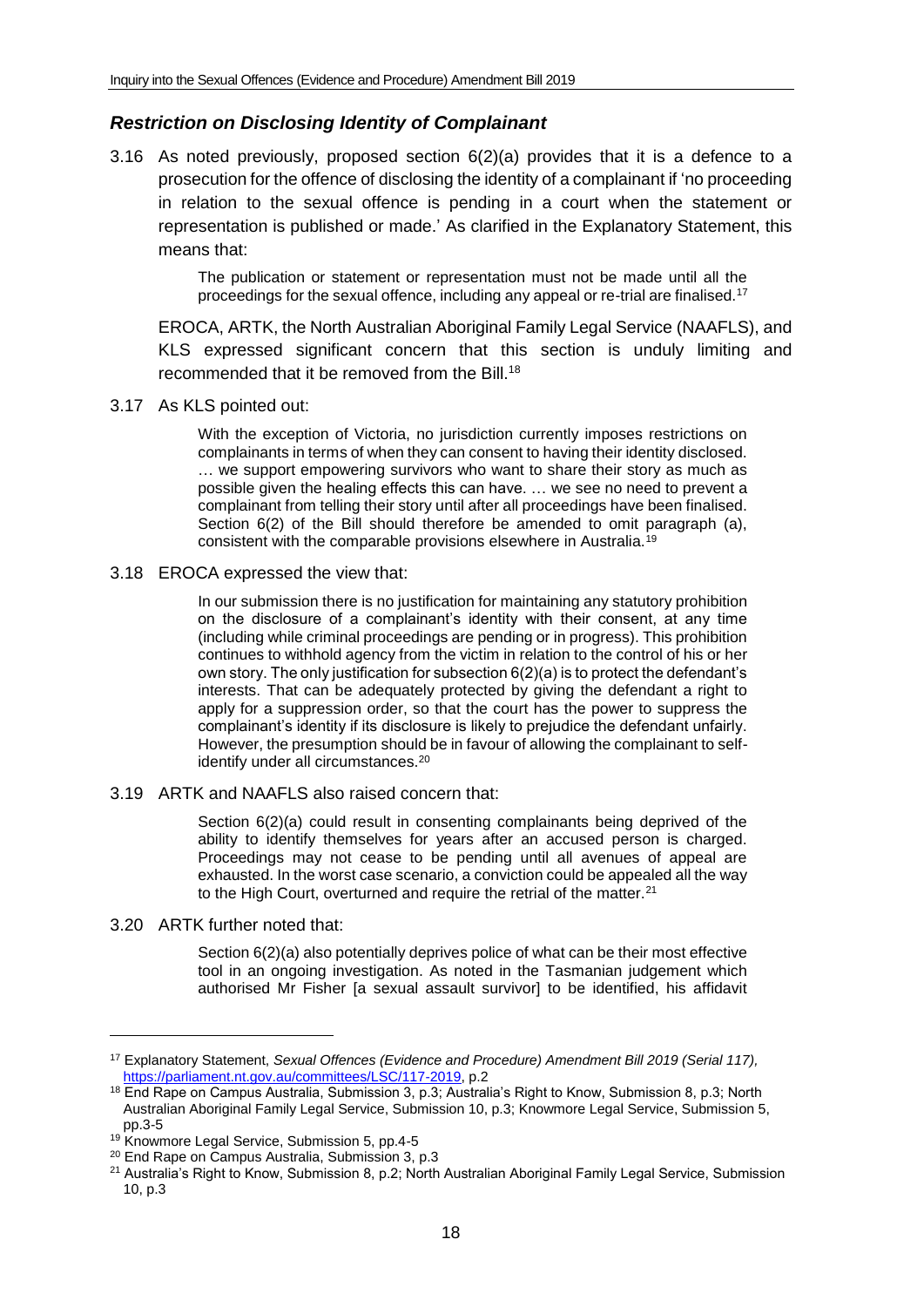### *Restriction on Disclosing Identity of Complainant*

3.16 As noted previously, proposed section 6(2)(a) provides that it is a defence to a prosecution for the offence of disclosing the identity of a complainant if 'no proceeding in relation to the sexual offence is pending in a court when the statement or representation is published or made.' As clarified in the Explanatory Statement, this means that:

> The publication or statement or representation must not be made until all the proceedings for the sexual offence, including any appeal or re-trial are finalised.[17]

EROCA, ARTK, the North Australian Aboriginal Family Legal Service (NAAFLS), and KLS expressed significant concern that this section is unduly limiting and recommended that it be removed from the Bill.[18]

3.17 As KLS pointed out:

> With the exception of Victoria, no jurisdiction currently imposes restrictions on complainants in terms of when they can consent to having their identity disclosed. … we support empowering survivors who want to share their story as much as possible given the healing effects this can have. … we see no need to prevent a complainant from telling their story until after all proceedings have been finalised. Section 6(2) of the Bill should therefore be amended to omit paragraph (a), consistent with the comparable provisions elsewhere in Australia.[19]

3.18 EROCA expressed the view that:

> In our submission there is no justification for maintaining any statutory prohibition on the disclosure of a complainant's identity with their consent, at any time (including while criminal proceedings are pending or in progress). This prohibition continues to withhold agency from the victim in relation to the control of his or her own story. The only justification for subsection 6(2)(a) is to protect the defendant's interests. That can be adequately protected by giving the defendant a right to apply for a suppression order, so that the court has the power to suppress the complainant's identity if its disclosure is likely to prejudice the defendant unfairly. However, the presumption should be in favour of allowing the complainant to self-identify under all circumstances.[20]

3.19 ARTK and NAAFLS also raised concern that:

> Section 6(2)(a) could result in consenting complainants being deprived of the ability to identify themselves for years after an accused person is charged. Proceedings may not cease to be pending until all avenues of appeal are exhausted. In the worst case scenario, a conviction could be appealed all the way to the High Court, overturned and require the retrial of the matter.[21]

3.20 ARTK further noted that:

> Section 6(2)(a) also potentially deprives police of what can be their most effective tool in an ongoing investigation. As noted in the Tasmanian judgement which authorised Mr Fisher [a sexual assault survivor] to be identified, his affidavit

---

[17] Explanatory Statement, *Sexual Offences (Evidence and Procedure) Amendment Bill 2019 (Serial 117),* https://parliament.nt.gov.au/committees/LSC/117-2019, p.2

[18] End Rape on Campus Australia, Submission 3, p.3; Australia's Right to Know, Submission 8, p.3; North Australian Aboriginal Family Legal Service, Submission 10, p.3; Knowmore Legal Service, Submission 5, pp.3-5

[19] Knowmore Legal Service, Submission 5, pp.4-5

[20] End Rape on Campus Australia, Submission 3, p.3

[21] Australia's Right to Know, Submission 8, p.2; North Australian Aboriginal Family Legal Service, Submission 10, p.3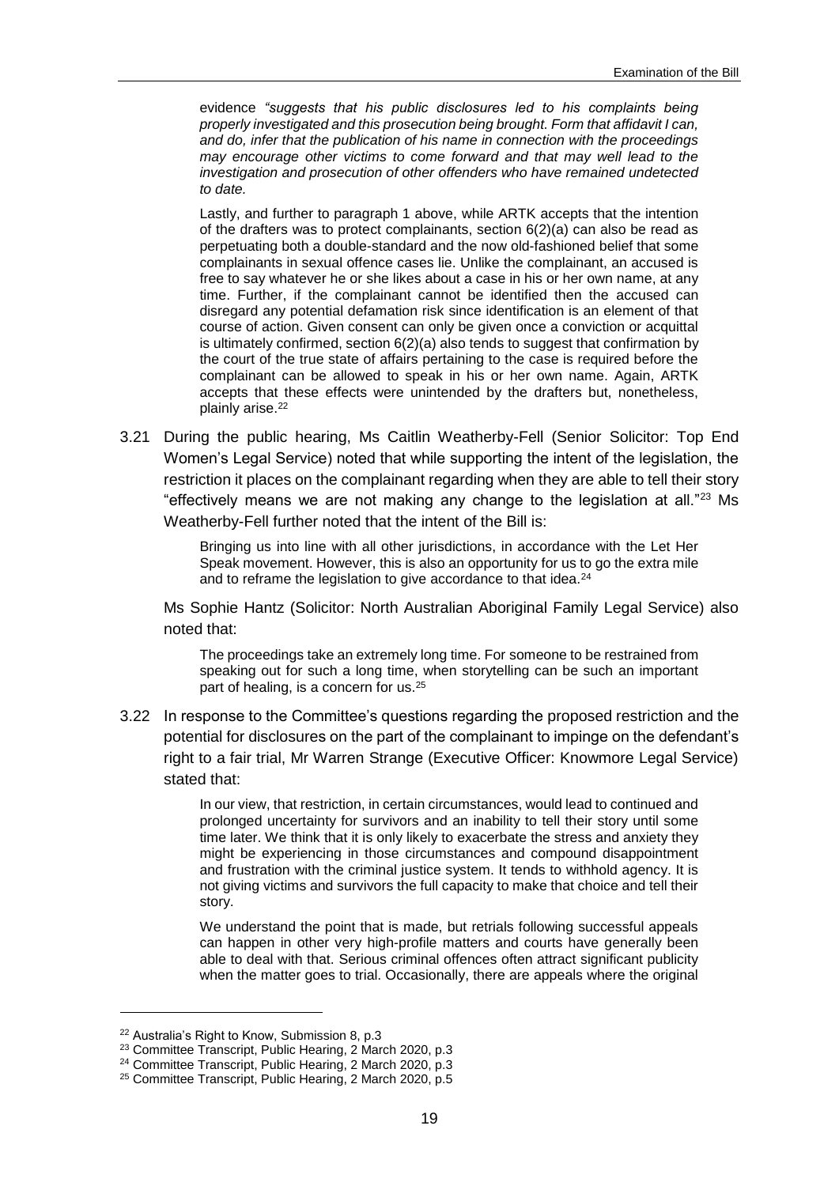evidence *"suggests that his public disclosures led to his complaints being properly investigated and this prosecution being brought. Form that affidavit I can, and do, infer that the publication of his name in connection with the proceedings may encourage other victims to come forward and that may well lead to the investigation and prosecution of other offenders who have remained undetected to date.*

Lastly, and further to paragraph 1 above, while ARTK accepts that the intention of the drafters was to protect complainants, section 6(2)(a) can also be read as perpetuating both a double-standard and the now old-fashioned belief that some complainants in sexual offence cases lie. Unlike the complainant, an accused is free to say whatever he or she likes about a case in his or her own name, at any time. Further, if the complainant cannot be identified then the accused can disregard any potential defamation risk since identification is an element of that course of action. Given consent can only be given once a conviction or acquittal is ultimately confirmed, section 6(2)(a) also tends to suggest that confirmation by the court of the true state of affairs pertaining to the case is required before the complainant can be allowed to speak in his or her own name. Again, ARTK accepts that these effects were unintended by the drafters but, nonetheless, plainly arise.[22]

3.21 During the public hearing, Ms Caitlin Weatherby-Fell (Senior Solicitor: Top End Women's Legal Service) noted that while supporting the intent of the legislation, the restriction it places on the complainant regarding when they are able to tell their story "effectively means we are not making any change to the legislation at all."[23] Ms Weatherby-Fell further noted that the intent of the Bill is:

> Bringing us into line with all other jurisdictions, in accordance with the Let Her Speak movement. However, this is also an opportunity for us to go the extra mile and to reframe the legislation to give accordance to that idea.[24]

Ms Sophie Hantz (Solicitor: North Australian Aboriginal Family Legal Service) also noted that:

> The proceedings take an extremely long time. For someone to be restrained from speaking out for such a long time, when storytelling can be such an important part of healing, is a concern for us.[25]

3.22 In response to the Committee's questions regarding the proposed restriction and the potential for disclosures on the part of the complainant to impinge on the defendant's right to a fair trial, Mr Warren Strange (Executive Officer: Knowmore Legal Service) stated that:

> In our view, that restriction, in certain circumstances, would lead to continued and prolonged uncertainty for survivors and an inability to tell their story until some time later. We think that it is only likely to exacerbate the stress and anxiety they might be experiencing in those circumstances and compound disappointment and frustration with the criminal justice system. It tends to withhold agency. It is not giving victims and survivors the full capacity to make that choice and tell their story.
>
> We understand the point that is made, but retrials following successful appeals can happen in other very high-profile matters and courts have generally been able to deal with that. Serious criminal offences often attract significant publicity when the matter goes to trial. Occasionally, there are appeals where the original

---

[22] Australia's Right to Know, Submission 8, p.3

[23] Committee Transcript, Public Hearing, 2 March 2020, p.3

[24] Committee Transcript, Public Hearing, 2 March 2020, p.3

[25] Committee Transcript, Public Hearing, 2 March 2020, p.5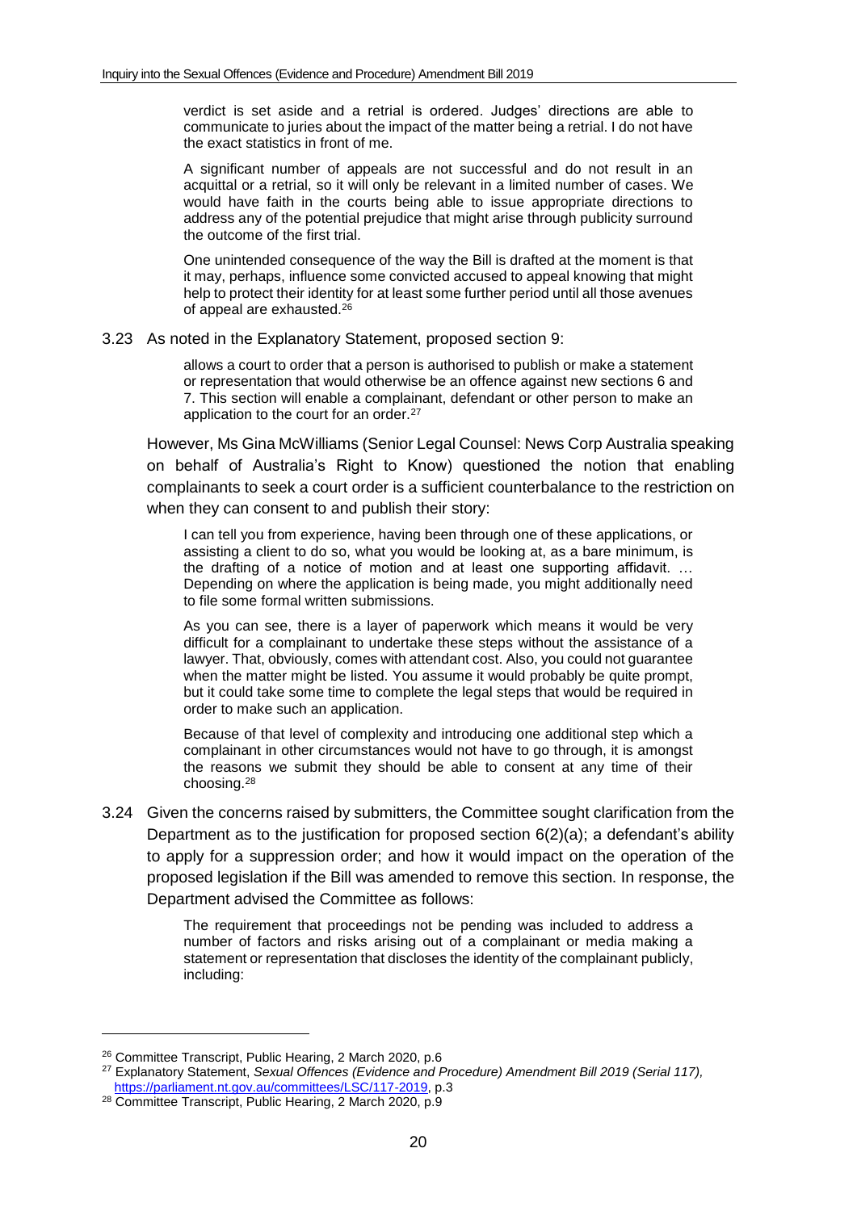> verdict is set aside and a retrial is ordered. Judges' directions are able to communicate to juries about the impact of the matter being a retrial. I do not have the exact statistics in front of me.
>
> A significant number of appeals are not successful and do not result in an acquittal or a retrial, so it will only be relevant in a limited number of cases. We would have faith in the courts being able to issue appropriate directions to address any of the potential prejudice that might arise through publicity surround the outcome of the first trial.
>
> One unintended consequence of the way the Bill is drafted at the moment is that it may, perhaps, influence some convicted accused to appeal knowing that might help to protect their identity for at least some further period until all those avenues of appeal are exhausted.[26]

3.23 As noted in the Explanatory Statement, proposed section 9:

> allows a court to order that a person is authorised to publish or make a statement or representation that would otherwise be an offence against new sections 6 and 7. This section will enable a complainant, defendant or other person to make an application to the court for an order.[27]

However, Ms Gina McWilliams (Senior Legal Counsel: News Corp Australia speaking on behalf of Australia's Right to Know) questioned the notion that enabling complainants to seek a court order is a sufficient counterbalance to the restriction on when they can consent to and publish their story:

> I can tell you from experience, having been through one of these applications, or assisting a client to do so, what you would be looking at, as a bare minimum, is the drafting of a notice of motion and at least one supporting affidavit. … Depending on where the application is being made, you might additionally need to file some formal written submissions.
>
> As you can see, there is a layer of paperwork which means it would be very difficult for a complainant to undertake these steps without the assistance of a lawyer. That, obviously, comes with attendant cost. Also, you could not guarantee when the matter might be listed. You assume it would probably be quite prompt, but it could take some time to complete the legal steps that would be required in order to make such an application.
>
> Because of that level of complexity and introducing one additional step which a complainant in other circumstances would not have to go through, it is amongst the reasons we submit they should be able to consent at any time of their choosing.[28]

3.24 Given the concerns raised by submitters, the Committee sought clarification from the Department as to the justification for proposed section 6(2)(a); a defendant's ability to apply for a suppression order; and how it would impact on the operation of the proposed legislation if the Bill was amended to remove this section. In response, the Department advised the Committee as follows:

> The requirement that proceedings not be pending was included to address a number of factors and risks arising out of a complainant or media making a statement or representation that discloses the identity of the complainant publicly, including:

---

[26] Committee Transcript, Public Hearing, 2 March 2020, p.6

[27] Explanatory Statement, *Sexual Offences (Evidence and Procedure) Amendment Bill 2019 (Serial 117),* https://parliament.nt.gov.au/committees/LSC/117-2019, p.3

[28] Committee Transcript, Public Hearing, 2 March 2020, p.9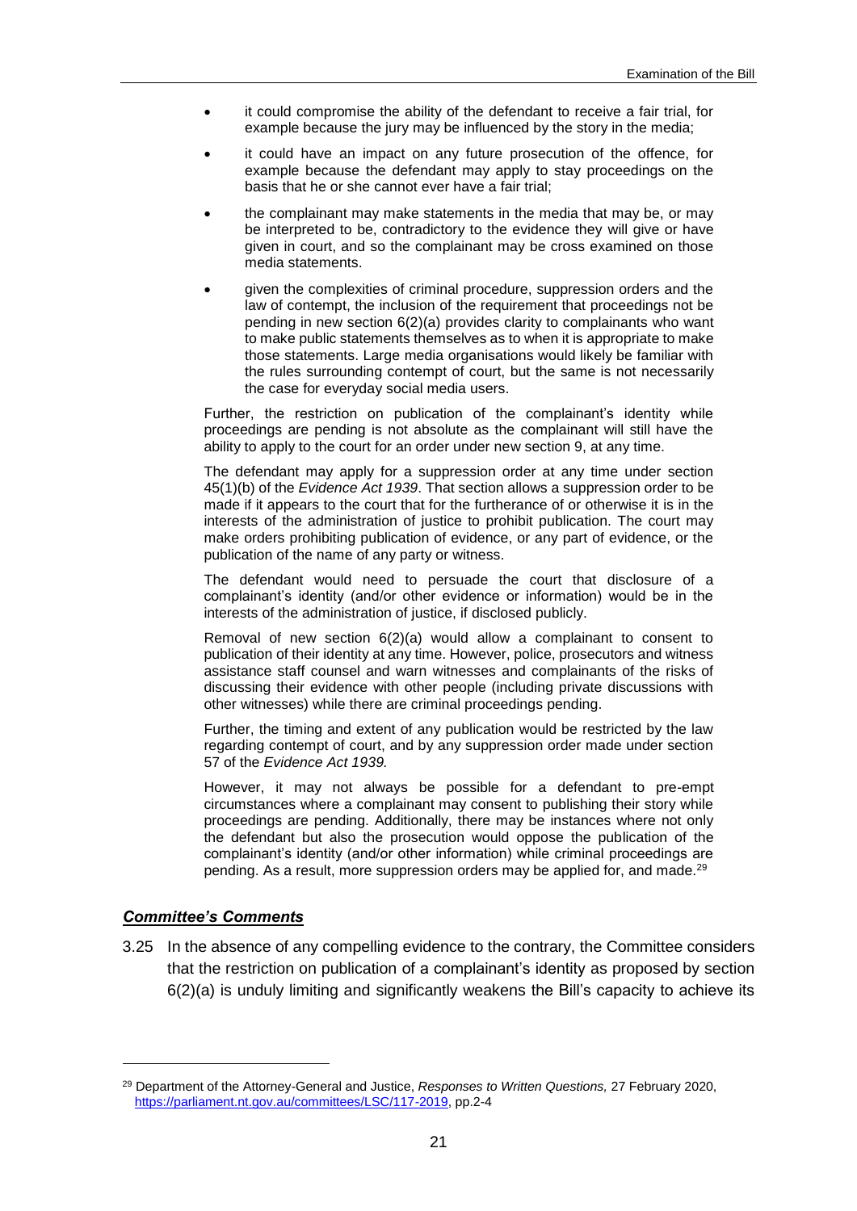- it could compromise the ability of the defendant to receive a fair trial, for example because the jury may be influenced by the story in the media;
- it could have an impact on any future prosecution of the offence, for example because the defendant may apply to stay proceedings on the basis that he or she cannot ever have a fair trial;
- the complainant may make statements in the media that may be, or may be interpreted to be, contradictory to the evidence they will give or have given in court, and so the complainant may be cross examined on those media statements.
- given the complexities of criminal procedure, suppression orders and the law of contempt, the inclusion of the requirement that proceedings not be pending in new section 6(2)(a) provides clarity to complainants who want to make public statements themselves as to when it is appropriate to make those statements. Large media organisations would likely be familiar with the rules surrounding contempt of court, but the same is not necessarily the case for everyday social media users.

Further, the restriction on publication of the complainant's identity while proceedings are pending is not absolute as the complainant will still have the ability to apply to the court for an order under new section 9, at any time.

The defendant may apply for a suppression order at any time under section 45(1)(b) of the *Evidence Act 1939*. That section allows a suppression order to be made if it appears to the court that for the furtherance of or otherwise it is in the interests of the administration of justice to prohibit publication. The court may make orders prohibiting publication of evidence, or any part of evidence, or the publication of the name of any party or witness.

The defendant would need to persuade the court that disclosure of a complainant's identity (and/or other evidence or information) would be in the interests of the administration of justice, if disclosed publicly.

Removal of new section 6(2)(a) would allow a complainant to consent to publication of their identity at any time. However, police, prosecutors and witness assistance staff counsel and warn witnesses and complainants of the risks of discussing their evidence with other people (including private discussions with other witnesses) while there are criminal proceedings pending.

Further, the timing and extent of any publication would be restricted by the law regarding contempt of court, and by any suppression order made under section 57 of the *Evidence Act 1939.*

However, it may not always be possible for a defendant to pre-empt circumstances where a complainant may consent to publishing their story while proceedings are pending. Additionally, there may be instances where not only the defendant but also the prosecution would oppose the publication of the complainant's identity (and/or other information) while criminal proceedings are pending. As a result, more suppression orders may be applied for, and made.[29]

### ***Committee's Comments***

3.25 In the absence of any compelling evidence to the contrary, the Committee considers that the restriction on publication of a complainant's identity as proposed by section 6(2)(a) is unduly limiting and significantly weakens the Bill's capacity to achieve its

[29] Department of the Attorney-General and Justice, *Responses to Written Questions,* 27 February 2020, https://parliament.nt.gov.au/committees/LSC/117-2019, pp.2-4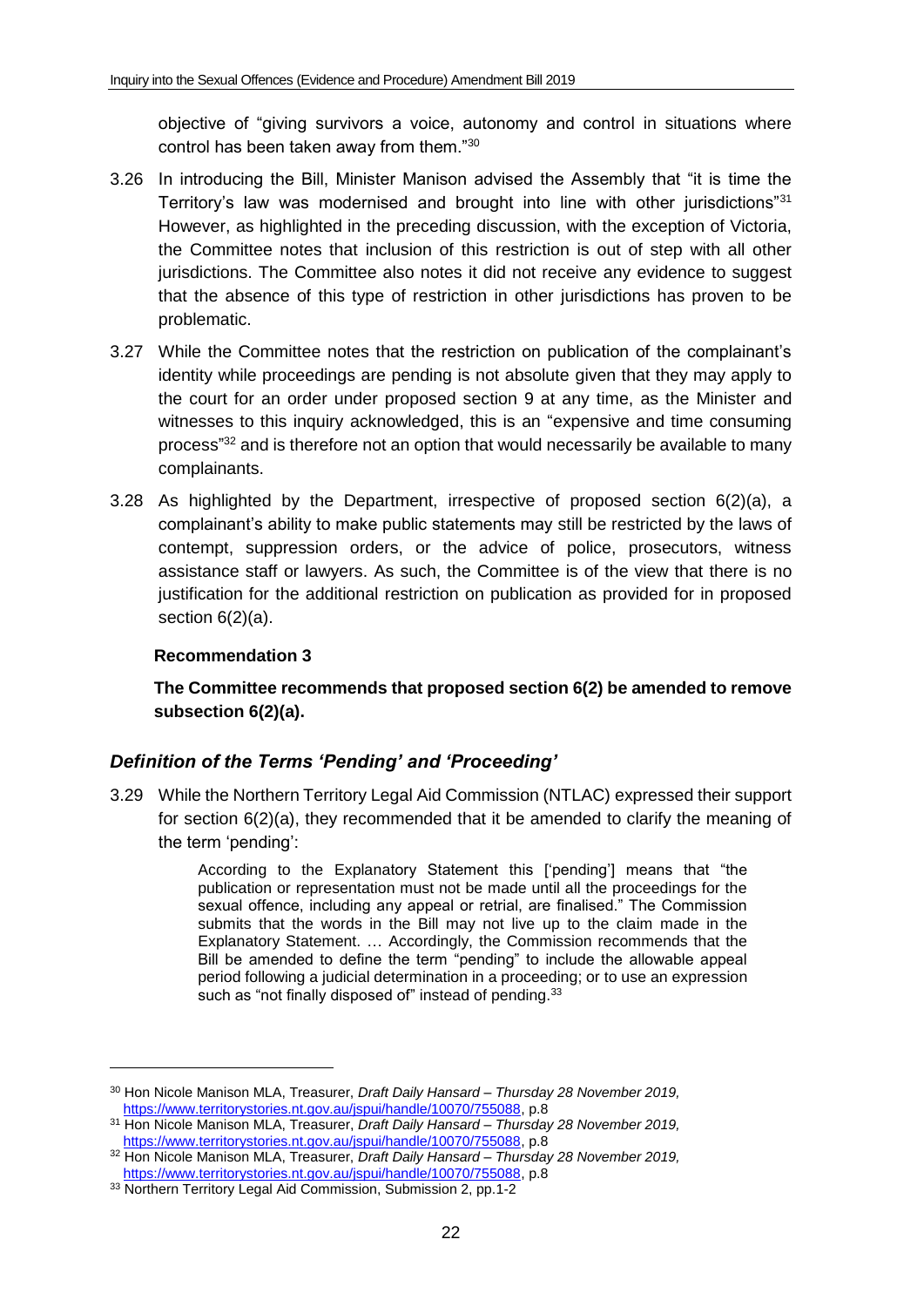objective of "giving survivors a voice, autonomy and control in situations where control has been taken away from them."[30]

3.26 In introducing the Bill, Minister Manison advised the Assembly that "it is time the Territory's law was modernised and brought into line with other jurisdictions"[31] However, as highlighted in the preceding discussion, with the exception of Victoria, the Committee notes that inclusion of this restriction is out of step with all other jurisdictions. The Committee also notes it did not receive any evidence to suggest that the absence of this type of restriction in other jurisdictions has proven to be problematic.

3.27 While the Committee notes that the restriction on publication of the complainant's identity while proceedings are pending is not absolute given that they may apply to the court for an order under proposed section 9 at any time, as the Minister and witnesses to this inquiry acknowledged, this is an "expensive and time consuming process"[32] and is therefore not an option that would necessarily be available to many complainants.

3.28 As highlighted by the Department, irrespective of proposed section 6(2)(a), a complainant's ability to make public statements may still be restricted by the laws of contempt, suppression orders, or the advice of police, prosecutors, witness assistance staff or lawyers. As such, the Committee is of the view that there is no justification for the additional restriction on publication as provided for in proposed section 6(2)(a).

**Recommendation 3**

**The Committee recommends that proposed section 6(2) be amended to remove subsection 6(2)(a).**

### *Definition of the Terms 'Pending' and 'Proceeding'*

3.29 While the Northern Territory Legal Aid Commission (NTLAC) expressed their support for section 6(2)(a), they recommended that it be amended to clarify the meaning of the term 'pending':

> According to the Explanatory Statement this ['pending'] means that "the publication or representation must not be made until all the proceedings for the sexual offence, including any appeal or retrial, are finalised." The Commission submits that the words in the Bill may not live up to the claim made in the Explanatory Statement. … Accordingly, the Commission recommends that the Bill be amended to define the term "pending" to include the allowable appeal period following a judicial determination in a proceeding; or to use an expression such as "not finally disposed of" instead of pending.[33]

---

[30] Hon Nicole Manison MLA, Treasurer, *Draft Daily Hansard – Thursday 28 November 2019,* https://www.territorystories.nt.gov.au/jspui/handle/10070/755088, p.8

[31] Hon Nicole Manison MLA, Treasurer, *Draft Daily Hansard – Thursday 28 November 2019,* https://www.territorystories.nt.gov.au/jspui/handle/10070/755088, p.8

[32] Hon Nicole Manison MLA, Treasurer, *Draft Daily Hansard – Thursday 28 November 2019,* https://www.territorystories.nt.gov.au/jspui/handle/10070/755088, p.8

[33] Northern Territory Legal Aid Commission, Submission 2, pp.1-2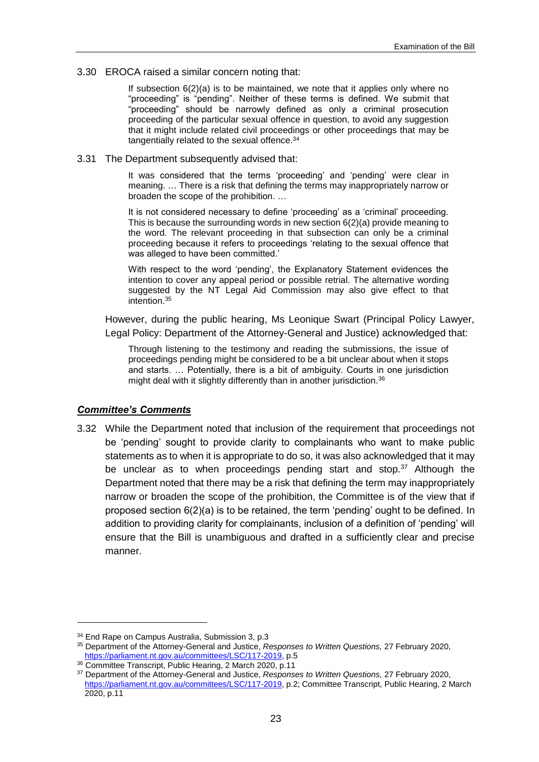3.30 EROCA raised a similar concern noting that:

> If subsection 6(2)(a) is to be maintained, we note that it applies only where no "proceeding" is "pending". Neither of these terms is defined. We submit that "proceeding" should be narrowly defined as only a criminal prosecution proceeding of the particular sexual offence in question, to avoid any suggestion that it might include related civil proceedings or other proceedings that may be tangentially related to the sexual offence.[34]

3.31 The Department subsequently advised that:

> It was considered that the terms 'proceeding' and 'pending' were clear in meaning. … There is a risk that defining the terms may inappropriately narrow or broaden the scope of the prohibition. …
>
> It is not considered necessary to define 'proceeding' as a 'criminal' proceeding. This is because the surrounding words in new section 6(2)(a) provide meaning to the word. The relevant proceeding in that subsection can only be a criminal proceeding because it refers to proceedings 'relating to the sexual offence that was alleged to have been committed.'
>
> With respect to the word 'pending', the Explanatory Statement evidences the intention to cover any appeal period or possible retrial. The alternative wording suggested by the NT Legal Aid Commission may also give effect to that intention.[35]

However, during the public hearing, Ms Leonique Swart (Principal Policy Lawyer, Legal Policy: Department of the Attorney-General and Justice) acknowledged that:

> Through listening to the testimony and reading the submissions, the issue of proceedings pending might be considered to be a bit unclear about when it stops and starts. … Potentially, there is a bit of ambiguity. Courts in one jurisdiction might deal with it slightly differently than in another jurisdiction.[36]

### *Committee's Comments*

3.32 While the Department noted that inclusion of the requirement that proceedings not be 'pending' sought to provide clarity to complainants who want to make public statements as to when it is appropriate to do so, it was also acknowledged that it may be unclear as to when proceedings pending start and stop.[37] Although the Department noted that there may be a risk that defining the term may inappropriately narrow or broaden the scope of the prohibition, the Committee is of the view that if proposed section 6(2)(a) is to be retained, the term 'pending' ought to be defined. In addition to providing clarity for complainants, inclusion of a definition of 'pending' will ensure that the Bill is unambiguous and drafted in a sufficiently clear and precise manner.

---

[34] End Rape on Campus Australia, Submission 3, p.3

[35] Department of the Attorney-General and Justice, *Responses to Written Questions,* 27 February 2020, https://parliament.nt.gov.au/committees/LSC/117-2019, p.5

[36] Committee Transcript, Public Hearing, 2 March 2020, p.11

[37] Department of the Attorney-General and Justice, *Responses to Written Questions,* 27 February 2020, https://parliament.nt.gov.au/committees/LSC/117-2019, p.2; Committee Transcript, Public Hearing, 2 March 2020, p.11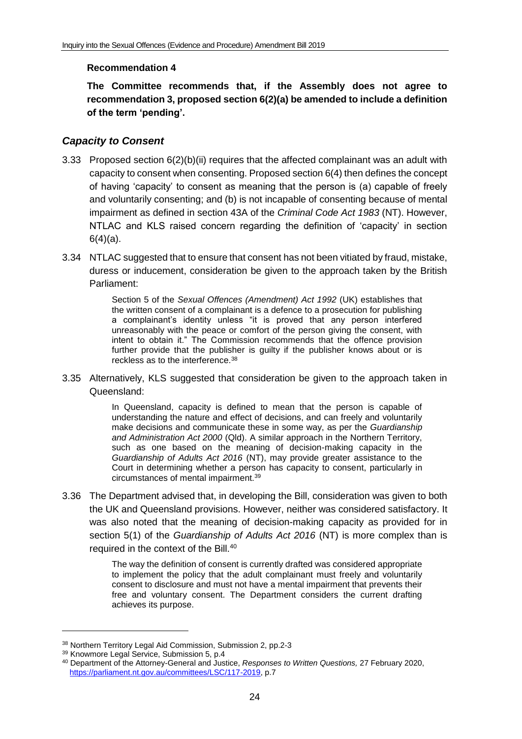**Recommendation 4**

**The Committee recommends that, if the Assembly does not agree to recommendation 3, proposed section 6(2)(a) be amended to include a definition of the term 'pending'.**

### *Capacity to Consent*

3.33 Proposed section 6(2)(b)(ii) requires that the affected complainant was an adult with capacity to consent when consenting. Proposed section 6(4) then defines the concept of having 'capacity' to consent as meaning that the person is (a) capable of freely and voluntarily consenting; and (b) is not incapable of consenting because of mental impairment as defined in section 43A of the *Criminal Code Act 1983* (NT). However, NTLAC and KLS raised concern regarding the definition of 'capacity' in section 6(4)(a).

3.34 NTLAC suggested that to ensure that consent has not been vitiated by fraud, mistake, duress or inducement, consideration be given to the approach taken by the British Parliament:

> Section 5 of the *Sexual Offences (Amendment) Act 1992* (UK) establishes that the written consent of a complainant is a defence to a prosecution for publishing a complainant's identity unless "it is proved that any person interfered unreasonably with the peace or comfort of the person giving the consent, with intent to obtain it." The Commission recommends that the offence provision further provide that the publisher is guilty if the publisher knows about or is reckless as to the interference.[38]

3.35 Alternatively, KLS suggested that consideration be given to the approach taken in Queensland:

> In Queensland, capacity is defined to mean that the person is capable of understanding the nature and effect of decisions, and can freely and voluntarily make decisions and communicate these in some way, as per the *Guardianship and Administration Act 2000* (Qld). A similar approach in the Northern Territory, such as one based on the meaning of decision-making capacity in the *Guardianship of Adults Act 2016* (NT), may provide greater assistance to the Court in determining whether a person has capacity to consent, particularly in circumstances of mental impairment.[39]

3.36 The Department advised that, in developing the Bill, consideration was given to both the UK and Queensland provisions. However, neither was considered satisfactory. It was also noted that the meaning of decision-making capacity as provided for in section 5(1) of the *Guardianship of Adults Act 2016* (NT) is more complex than is required in the context of the Bill.[40]

> The way the definition of consent is currently drafted was considered appropriate to implement the policy that the adult complainant must freely and voluntarily consent to disclosure and must not have a mental impairment that prevents their free and voluntary consent. The Department considers the current drafting achieves its purpose.

---

[38] Northern Territory Legal Aid Commission, Submission 2, pp.2-3

[39] Knowmore Legal Service, Submission 5, p.4

[40] Department of the Attorney-General and Justice, *Responses to Written Questions,* 27 February 2020, https://parliament.nt.gov.au/committees/LSC/117-2019, p.7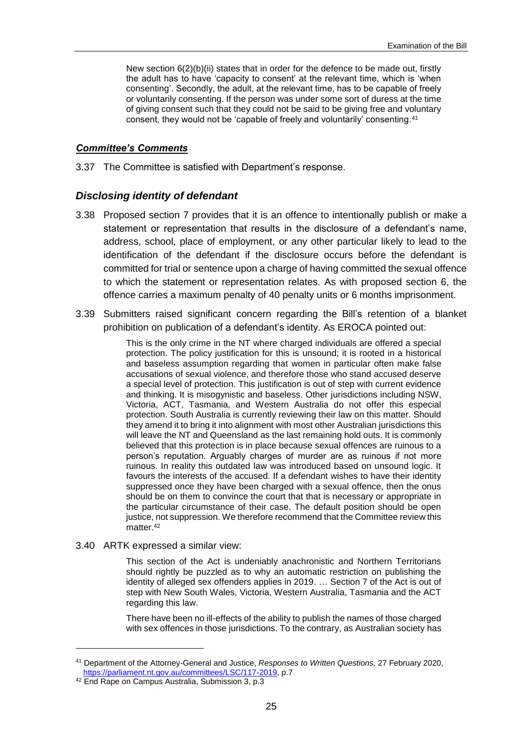> New section 6(2)(b)(ii) states that in order for the defence to be made out, firstly the adult has to have 'capacity to consent' at the relevant time, which is 'when consenting'. Secondly, the adult, at the relevant time, has to be capable of freely or voluntarily consenting. If the person was under some sort of duress at the time of giving consent such that they could not be said to be giving free and voluntary consent, they would not be 'capable of freely and voluntarily' consenting.[41]

#### ***Committee's Comments***

3.37 The Committee is satisfied with Department's response.

### *Disclosing identity of defendant*

3.38 Proposed section 7 provides that it is an offence to intentionally publish or make a statement or representation that results in the disclosure of a defendant's name, address, school, place of employment, or any other particular likely to lead to the identification of the defendant if the disclosure occurs before the defendant is committed for trial or sentence upon a charge of having committed the sexual offence to which the statement or representation relates. As with proposed section 6, the offence carries a maximum penalty of 40 penalty units or 6 months imprisonment.

3.39 Submitters raised significant concern regarding the Bill's retention of a blanket prohibition on publication of a defendant's identity. As EROCA pointed out:

> This is the only crime in the NT where charged individuals are offered a special protection. The policy justification for this is unsound; it is rooted in a historical and baseless assumption regarding that women in particular often make false accusations of sexual violence, and therefore those who stand accused deserve a special level of protection. This justification is out of step with current evidence and thinking. It is misogynistic and baseless. Other jurisdictions including NSW, Victoria, ACT, Tasmania, and Western Australia do not offer this especial protection. South Australia is currently reviewing their law on this matter. Should they amend it to bring it into alignment with most other Australian jurisdictions this will leave the NT and Queensland as the last remaining hold outs. It is commonly believed that this protection is in place because sexual offences are ruinous to a person's reputation. Arguably charges of murder are as ruinous if not more ruinous. In reality this outdated law was introduced based on unsound logic. It favours the interests of the accused. If a defendant wishes to have their identity suppressed once they have been charged with a sexual offence, then the onus should be on them to convince the court that that is necessary or appropriate in the particular circumstance of their case. The default position should be open justice, not suppression. We therefore recommend that the Committee review this matter.[42]

3.40 ARTK expressed a similar view:

> This section of the Act is undeniably anachronistic and Northern Territorians should rightly be puzzled as to why an automatic restriction on publishing the identity of alleged sex offenders applies in 2019. … Section 7 of the Act is out of step with New South Wales, Victoria, Western Australia, Tasmania and the ACT regarding this law.
>
> There have been no ill-effects of the ability to publish the names of those charged with sex offences in those jurisdictions. To the contrary, as Australian society has

---

[41] Department of the Attorney-General and Justice, *Responses to Written Questions,* 27 February 2020, https://parliament.nt.gov.au/committees/LSC/117-2019, p.7

[42] End Rape on Campus Australia, Submission 3, p.3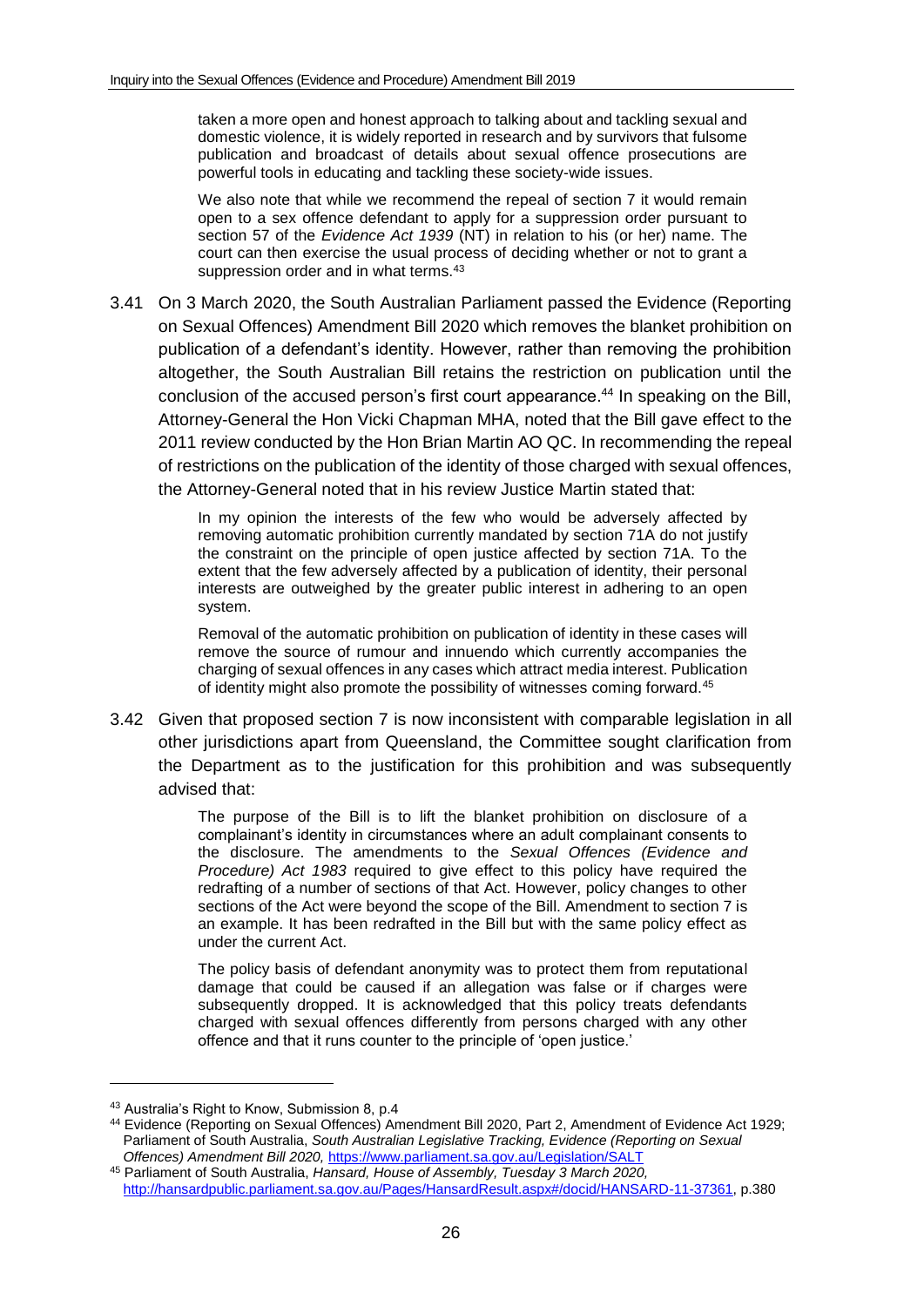> taken a more open and honest approach to talking about and tackling sexual and domestic violence, it is widely reported in research and by survivors that fulsome publication and broadcast of details about sexual offence prosecutions are powerful tools in educating and tackling these society-wide issues.
>
> We also note that while we recommend the repeal of section 7 it would remain open to a sex offence defendant to apply for a suppression order pursuant to section 57 of the *Evidence Act 1939* (NT) in relation to his (or her) name. The court can then exercise the usual process of deciding whether or not to grant a suppression order and in what terms.[43]

3.41 On 3 March 2020, the South Australian Parliament passed the Evidence (Reporting on Sexual Offences) Amendment Bill 2020 which removes the blanket prohibition on publication of a defendant's identity. However, rather than removing the prohibition altogether, the South Australian Bill retains the restriction on publication until the conclusion of the accused person's first court appearance.[44] In speaking on the Bill, Attorney-General the Hon Vicki Chapman MHA, noted that the Bill gave effect to the 2011 review conducted by the Hon Brian Martin AO QC. In recommending the repeal of restrictions on the publication of the identity of those charged with sexual offences, the Attorney-General noted that in his review Justice Martin stated that:

> In my opinion the interests of the few who would be adversely affected by removing automatic prohibition currently mandated by section 71A do not justify the constraint on the principle of open justice affected by section 71A. To the extent that the few adversely affected by a publication of identity, their personal interests are outweighed by the greater public interest in adhering to an open system.
>
> Removal of the automatic prohibition on publication of identity in these cases will remove the source of rumour and innuendo which currently accompanies the charging of sexual offences in any cases which attract media interest. Publication of identity might also promote the possibility of witnesses coming forward.[45]

3.42 Given that proposed section 7 is now inconsistent with comparable legislation in all other jurisdictions apart from Queensland, the Committee sought clarification from the Department as to the justification for this prohibition and was subsequently advised that:

> The purpose of the Bill is to lift the blanket prohibition on disclosure of a complainant's identity in circumstances where an adult complainant consents to the disclosure. The amendments to the *Sexual Offences (Evidence and Procedure) Act 1983* required to give effect to this policy have required the redrafting of a number of sections of that Act. However, policy changes to other sections of the Act were beyond the scope of the Bill. Amendment to section 7 is an example. It has been redrafted in the Bill but with the same policy effect as under the current Act.
>
> The policy basis of defendant anonymity was to protect them from reputational damage that could be caused if an allegation was false or if charges were subsequently dropped. It is acknowledged that this policy treats defendants charged with sexual offences differently from persons charged with any other offence and that it runs counter to the principle of 'open justice.'

---

[43] Australia's Right to Know, Submission 8, p.4

[44] Evidence (Reporting on Sexual Offences) Amendment Bill 2020, Part 2, Amendment of Evidence Act 1929; Parliament of South Australia, *South Australian Legislative Tracking, Evidence (Reporting on Sexual Offences) Amendment Bill 2020,* https://www.parliament.sa.gov.au/Legislation/SALT

[45] Parliament of South Australia, *Hansard, House of Assembly, Tuesday 3 March 2020,* http://hansardpublic.parliament.sa.gov.au/Pages/HansardResult.aspx#/docid/HANSARD-11-37361, p.380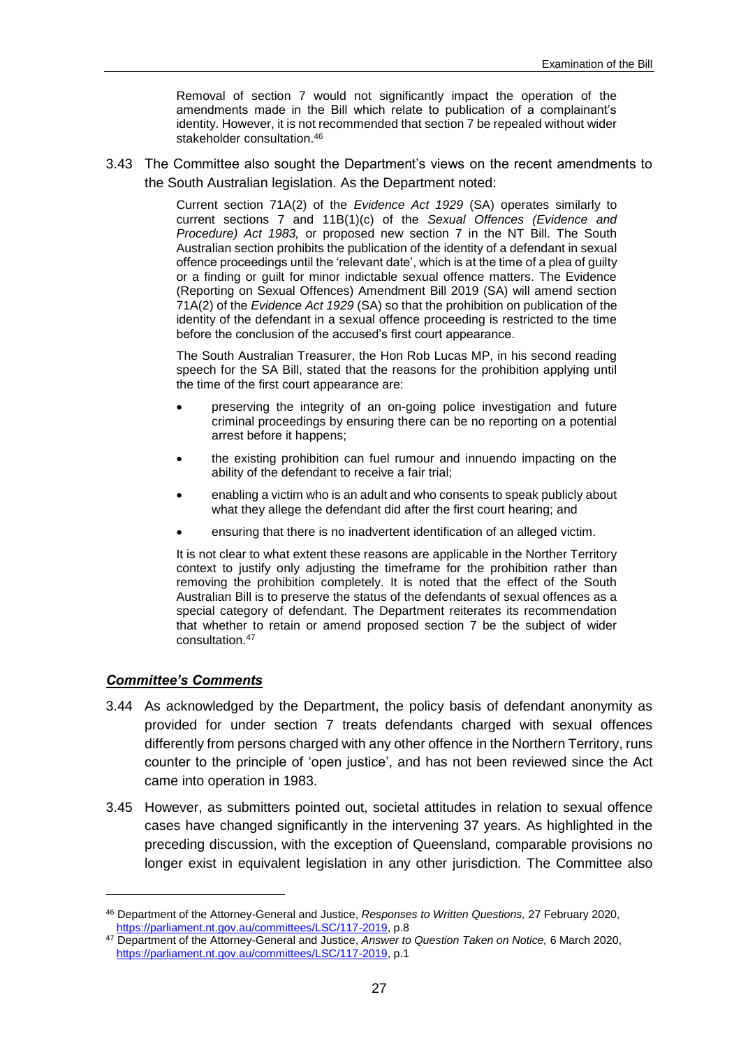Removal of section 7 would not significantly impact the operation of the amendments made in the Bill which relate to publication of a complainant's identity. However, it is not recommended that section 7 be repealed without wider stakeholder consultation.[46]

3.43 The Committee also sought the Department's views on the recent amendments to the South Australian legislation. As the Department noted:

> Current section 71A(2) of the *Evidence Act 1929* (SA) operates similarly to current sections 7 and 11B(1)(c) of the *Sexual Offences (Evidence and Procedure) Act 1983,* or proposed new section 7 in the NT Bill. The South Australian section prohibits the publication of the identity of a defendant in sexual offence proceedings until the 'relevant date', which is at the time of a plea of guilty or a finding or guilt for minor indictable sexual offence matters. The Evidence (Reporting on Sexual Offences) Amendment Bill 2019 (SA) will amend section 71A(2) of the *Evidence Act 1929* (SA) so that the prohibition on publication of the identity of the defendant in a sexual offence proceeding is restricted to the time before the conclusion of the accused's first court appearance.
>
> The South Australian Treasurer, the Hon Rob Lucas MP, in his second reading speech for the SA Bill, stated that the reasons for the prohibition applying until the time of the first court appearance are:
>
> - preserving the integrity of an on-going police investigation and future criminal proceedings by ensuring there can be no reporting on a potential arrest before it happens;
> - the existing prohibition can fuel rumour and innuendo impacting on the ability of the defendant to receive a fair trial;
> - enabling a victim who is an adult and who consents to speak publicly about what they allege the defendant did after the first court hearing; and
> - ensuring that there is no inadvertent identification of an alleged victim.
>
> It is not clear to what extent these reasons are applicable in the Norther Territory context to justify only adjusting the timeframe for the prohibition rather than removing the prohibition completely. It is noted that the effect of the South Australian Bill is to preserve the status of the defendants of sexual offences as a special category of defendant. The Department reiterates its recommendation that whether to retain or amend proposed section 7 be the subject of wider consultation.[47]

### ***Committee's Comments***

3.44 As acknowledged by the Department, the policy basis of defendant anonymity as provided for under section 7 treats defendants charged with sexual offences differently from persons charged with any other offence in the Northern Territory, runs counter to the principle of 'open justice', and has not been reviewed since the Act came into operation in 1983.

3.45 However, as submitters pointed out, societal attitudes in relation to sexual offence cases have changed significantly in the intervening 37 years. As highlighted in the preceding discussion, with the exception of Queensland, comparable provisions no longer exist in equivalent legislation in any other jurisdiction. The Committee also

---

[46] Department of the Attorney-General and Justice, *Responses to Written Questions,* 27 February 2020, https://parliament.nt.gov.au/committees/LSC/117-2019, p.8

[47] Department of the Attorney-General and Justice, *Answer to Question Taken on Notice,* 6 March 2020, https://parliament.nt.gov.au/committees/LSC/117-2019, p.1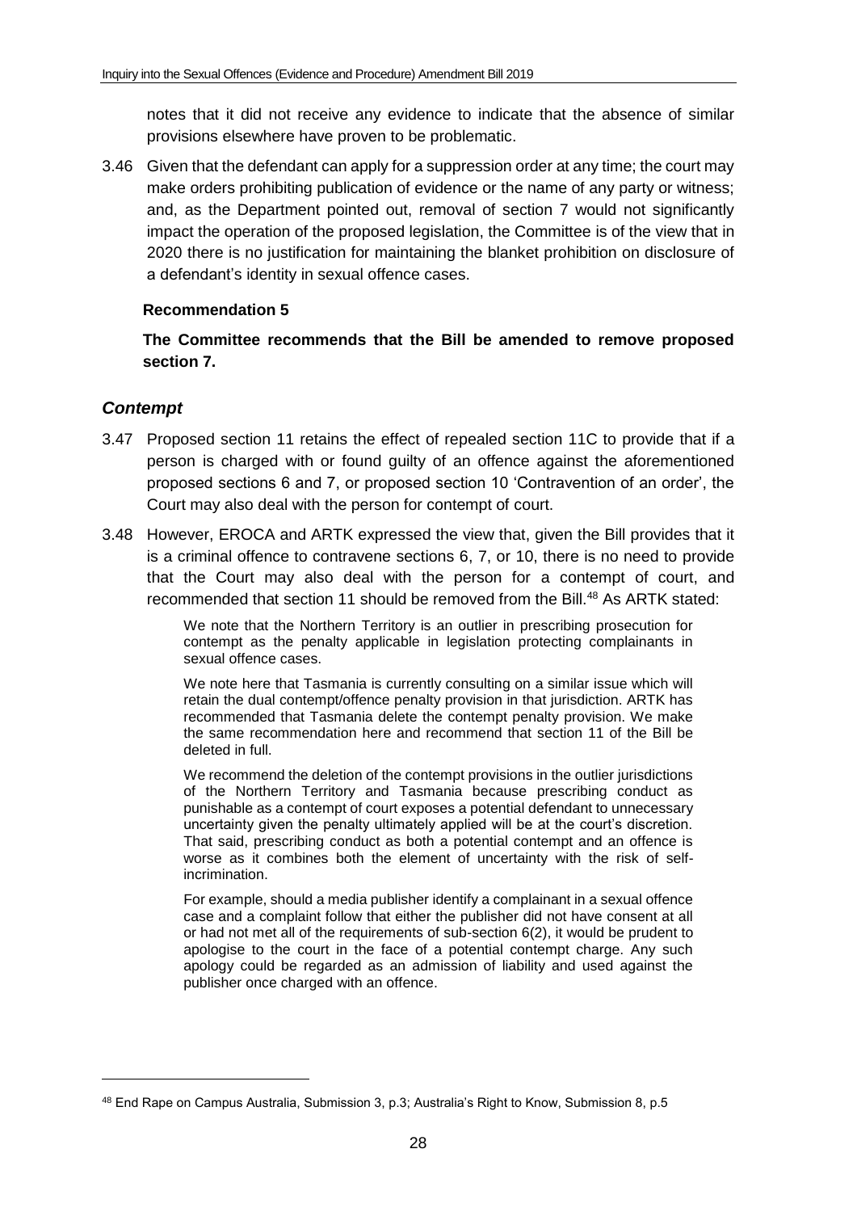notes that it did not receive any evidence to indicate that the absence of similar provisions elsewhere have proven to be problematic.

3.46 Given that the defendant can apply for a suppression order at any time; the court may make orders prohibiting publication of evidence or the name of any party or witness; and, as the Department pointed out, removal of section 7 would not significantly impact the operation of the proposed legislation, the Committee is of the view that in 2020 there is no justification for maintaining the blanket prohibition on disclosure of a defendant's identity in sexual offence cases.

**Recommendation 5**

**The Committee recommends that the Bill be amended to remove proposed section 7.**

### *Contempt*

3.47 Proposed section 11 retains the effect of repealed section 11C to provide that if a person is charged with or found guilty of an offence against the aforementioned proposed sections 6 and 7, or proposed section 10 'Contravention of an order', the Court may also deal with the person for contempt of court.

3.48 However, EROCA and ARTK expressed the view that, given the Bill provides that it is a criminal offence to contravene sections 6, 7, or 10, there is no need to provide that the Court may also deal with the person for a contempt of court, and recommended that section 11 should be removed from the Bill.[48] As ARTK stated:

> We note that the Northern Territory is an outlier in prescribing prosecution for contempt as the penalty applicable in legislation protecting complainants in sexual offence cases.
>
> We note here that Tasmania is currently consulting on a similar issue which will retain the dual contempt/offence penalty provision in that jurisdiction. ARTK has recommended that Tasmania delete the contempt penalty provision. We make the same recommendation here and recommend that section 11 of the Bill be deleted in full.
>
> We recommend the deletion of the contempt provisions in the outlier jurisdictions of the Northern Territory and Tasmania because prescribing conduct as punishable as a contempt of court exposes a potential defendant to unnecessary uncertainty given the penalty ultimately applied will be at the court's discretion. That said, prescribing conduct as both a potential contempt and an offence is worse as it combines both the element of uncertainty with the risk of self-incrimination.
>
> For example, should a media publisher identify a complainant in a sexual offence case and a complaint follow that either the publisher did not have consent at all or had not met all of the requirements of sub-section 6(2), it would be prudent to apologise to the court in the face of a potential contempt charge. Any such apology could be regarded as an admission of liability and used against the publisher once charged with an offence.

---

[48] End Rape on Campus Australia, Submission 3, p.3; Australia's Right to Know, Submission 8, p.5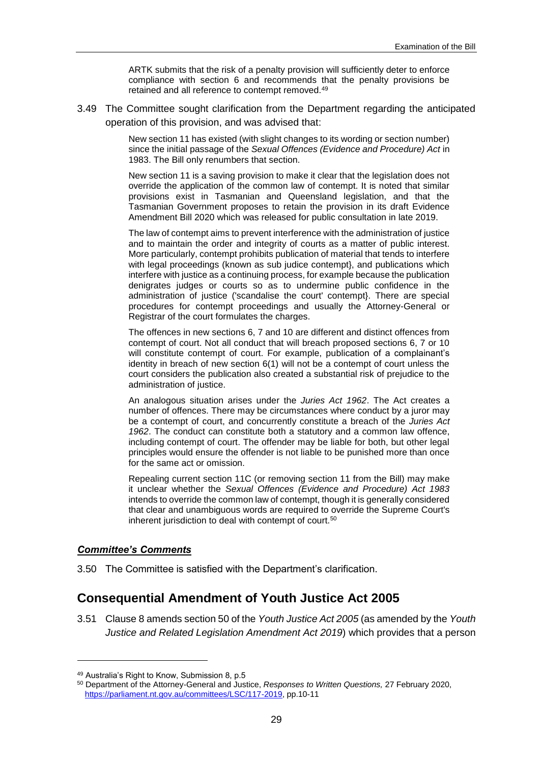> ARTK submits that the risk of a penalty provision will sufficiently deter to enforce compliance with section 6 and recommends that the penalty provisions be retained and all reference to contempt removed.[49]

3.49 The Committee sought clarification from the Department regarding the anticipated operation of this provision, and was advised that:

> New section 11 has existed (with slight changes to its wording or section number) since the initial passage of the *Sexual Offences (Evidence and Procedure) Act* in 1983. The Bill only renumbers that section.
>
> New section 11 is a saving provision to make it clear that the legislation does not override the application of the common law of contempt. It is noted that similar provisions exist in Tasmanian and Queensland legislation, and that the Tasmanian Government proposes to retain the provision in its draft Evidence Amendment Bill 2020 which was released for public consultation in late 2019.
>
> The law of contempt aims to prevent interference with the administration of justice and to maintain the order and integrity of courts as a matter of public interest. More particularly, contempt prohibits publication of material that tends to interfere with legal proceedings (known as sub judice contempt}, and publications which interfere with justice as a continuing process, for example because the publication denigrates judges or courts so as to undermine public confidence in the administration of justice ('scandalise the court' contempt}. There are special procedures for contempt proceedings and usually the Attorney-General or Registrar of the court formulates the charges.
>
> The offences in new sections 6, 7 and 10 are different and distinct offences from contempt of court. Not all conduct that will breach proposed sections 6, 7 or 10 will constitute contempt of court. For example, publication of a complainant's identity in breach of new section 6(1) will not be a contempt of court unless the court considers the publication also created a substantial risk of prejudice to the administration of justice.
>
> An analogous situation arises under the *Juries Act 1962*. The Act creates a number of offences. There may be circumstances where conduct by a juror may be a contempt of court, and concurrently constitute a breach of the *Juries Act 1962*. The conduct can constitute both a statutory and a common law offence, including contempt of court. The offender may be liable for both, but other legal principles would ensure the offender is not liable to be punished more than once for the same act or omission.
>
> Repealing current section 11C (or removing section 11 from the Bill) may make it unclear whether the *Sexual Offences (Evidence and Procedure) Act 1983* intends to override the common law of contempt, though it is generally considered that clear and unambiguous words are required to override the Supreme Court's inherent jurisdiction to deal with contempt of court.[50]

#### ***Committee's Comments***

3.50 The Committee is satisfied with the Department's clarification.

## Consequential Amendment of Youth Justice Act 2005

3.51 Clause 8 amends section 50 of the *Youth Justice Act 2005* (as amended by the *Youth Justice and Related Legislation Amendment Act 2019*) which provides that a person

---

[49] Australia's Right to Know, Submission 8, p.5

[50] Department of the Attorney-General and Justice, *Responses to Written Questions,* 27 February 2020, https://parliament.nt.gov.au/committees/LSC/117-2019, pp.10-11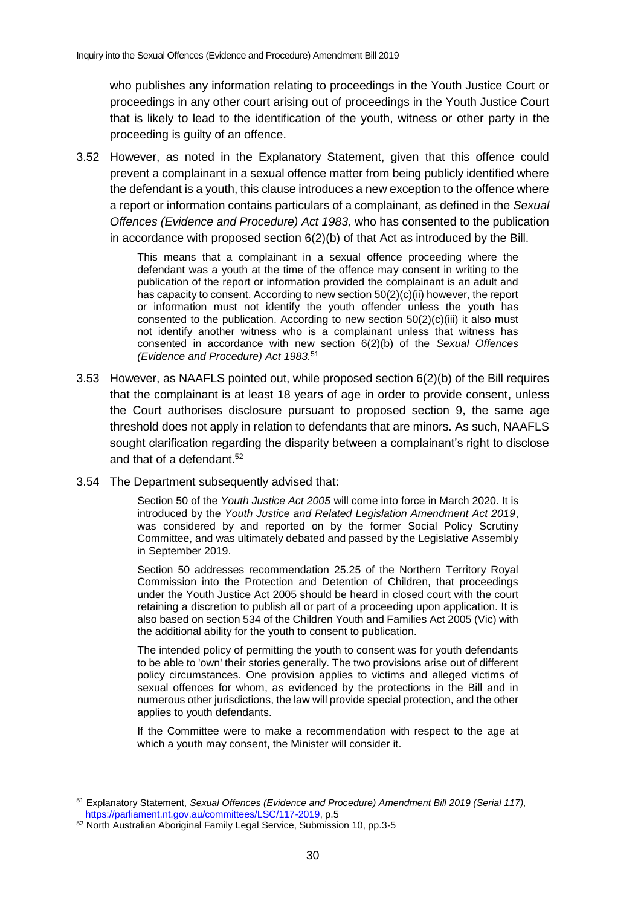who publishes any information relating to proceedings in the Youth Justice Court or proceedings in any other court arising out of proceedings in the Youth Justice Court that is likely to lead to the identification of the youth, witness or other party in the proceeding is guilty of an offence.

3.52 However, as noted in the Explanatory Statement, given that this offence could prevent a complainant in a sexual offence matter from being publicly identified where the defendant is a youth, this clause introduces a new exception to the offence where a report or information contains particulars of a complainant, as defined in the *Sexual Offences (Evidence and Procedure) Act 1983,* who has consented to the publication in accordance with proposed section 6(2)(b) of that Act as introduced by the Bill.

> This means that a complainant in a sexual offence proceeding where the defendant was a youth at the time of the offence may consent in writing to the publication of the report or information provided the complainant is an adult and has capacity to consent. According to new section 50(2)(c)(ii) however, the report or information must not identify the youth offender unless the youth has consented to the publication. According to new section 50(2)(c)(iii) it also must not identify another witness who is a complainant unless that witness has consented in accordance with new section 6(2)(b) of the *Sexual Offences (Evidence and Procedure) Act 1983.*[51]

3.53 However, as NAAFLS pointed out, while proposed section 6(2)(b) of the Bill requires that the complainant is at least 18 years of age in order to provide consent, unless the Court authorises disclosure pursuant to proposed section 9, the same age threshold does not apply in relation to defendants that are minors. As such, NAAFLS sought clarification regarding the disparity between a complainant's right to disclose and that of a defendant.[52]

3.54 The Department subsequently advised that:

> Section 50 of the *Youth Justice Act 2005* will come into force in March 2020. It is introduced by the *Youth Justice and Related Legislation Amendment Act 2019*, was considered by and reported on by the former Social Policy Scrutiny Committee, and was ultimately debated and passed by the Legislative Assembly in September 2019.
>
> Section 50 addresses recommendation 25.25 of the Northern Territory Royal Commission into the Protection and Detention of Children, that proceedings under the Youth Justice Act 2005 should be heard in closed court with the court retaining a discretion to publish all or part of a proceeding upon application. It is also based on section 534 of the Children Youth and Families Act 2005 (Vic) with the additional ability for the youth to consent to publication.
>
> The intended policy of permitting the youth to consent was for youth defendants to be able to 'own' their stories generally. The two provisions arise out of different policy circumstances. One provision applies to victims and alleged victims of sexual offences for whom, as evidenced by the protections in the Bill and in numerous other jurisdictions, the law will provide special protection, and the other applies to youth defendants.
>
> If the Committee were to make a recommendation with respect to the age at which a youth may consent, the Minister will consider it.

---

[51] Explanatory Statement, *Sexual Offences (Evidence and Procedure) Amendment Bill 2019 (Serial 117),* https://parliament.nt.gov.au/committees/LSC/117-2019, p.5

[52] North Australian Aboriginal Family Legal Service, Submission 10, pp.3-5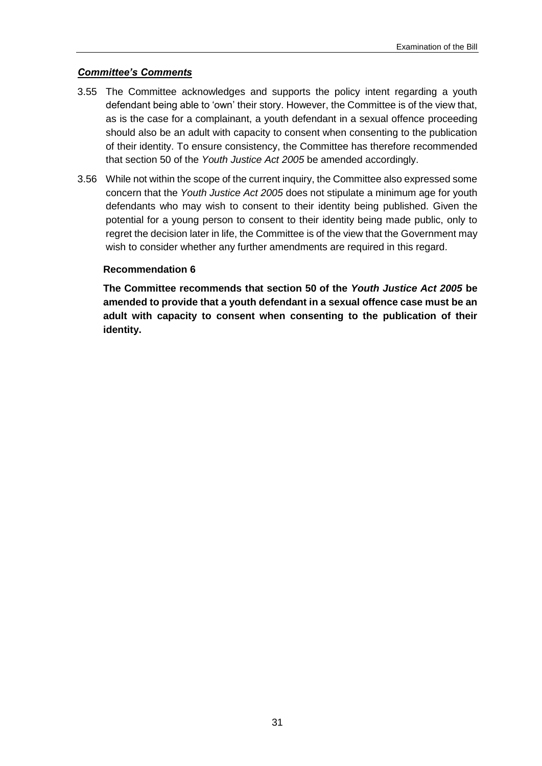***Committee's Comments***

3.55 The Committee acknowledges and supports the policy intent regarding a youth defendant being able to 'own' their story. However, the Committee is of the view that, as is the case for a complainant, a youth defendant in a sexual offence proceeding should also be an adult with capacity to consent when consenting to the publication of their identity. To ensure consistency, the Committee has therefore recommended that section 50 of the *Youth Justice Act 2005* be amended accordingly.

3.56 While not within the scope of the current inquiry, the Committee also expressed some concern that the *Youth Justice Act 2005* does not stipulate a minimum age for youth defendants who may wish to consent to their identity being published. Given the potential for a young person to consent to their identity being made public, only to regret the decision later in life, the Committee is of the view that the Government may wish to consider whether any further amendments are required in this regard.

**Recommendation 6**

**The Committee recommends that section 50 of the *Youth Justice Act 2005* be amended to provide that a youth defendant in a sexual offence case must be an adult with capacity to consent when consenting to the publication of their identity.**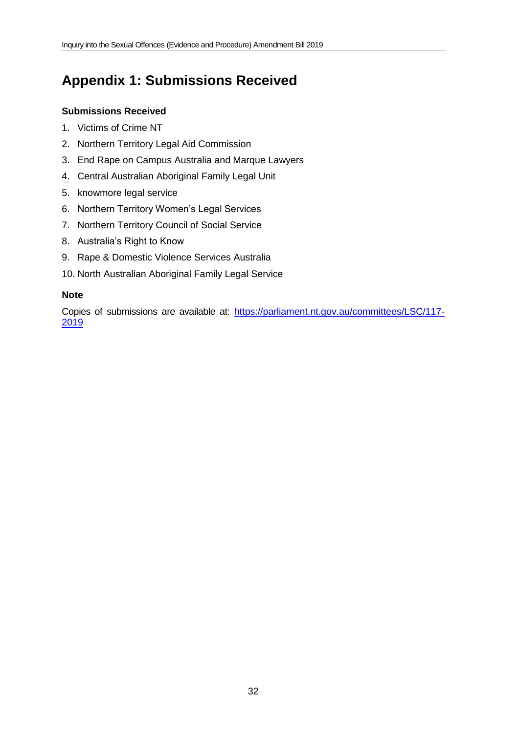# Appendix 1: Submissions Received

**Submissions Received**

1. Victims of Crime NT
2. Northern Territory Legal Aid Commission
3. End Rape on Campus Australia and Marque Lawyers
4. Central Australian Aboriginal Family Legal Unit
5. knowmore legal service
6. Northern Territory Women's Legal Services
7. Northern Territory Council of Social Service
8. Australia's Right to Know
9. Rape & Domestic Violence Services Australia
10. North Australian Aboriginal Family Legal Service

**Note**

Copies of submissions are available at: https://parliament.nt.gov.au/committees/LSC/117-2019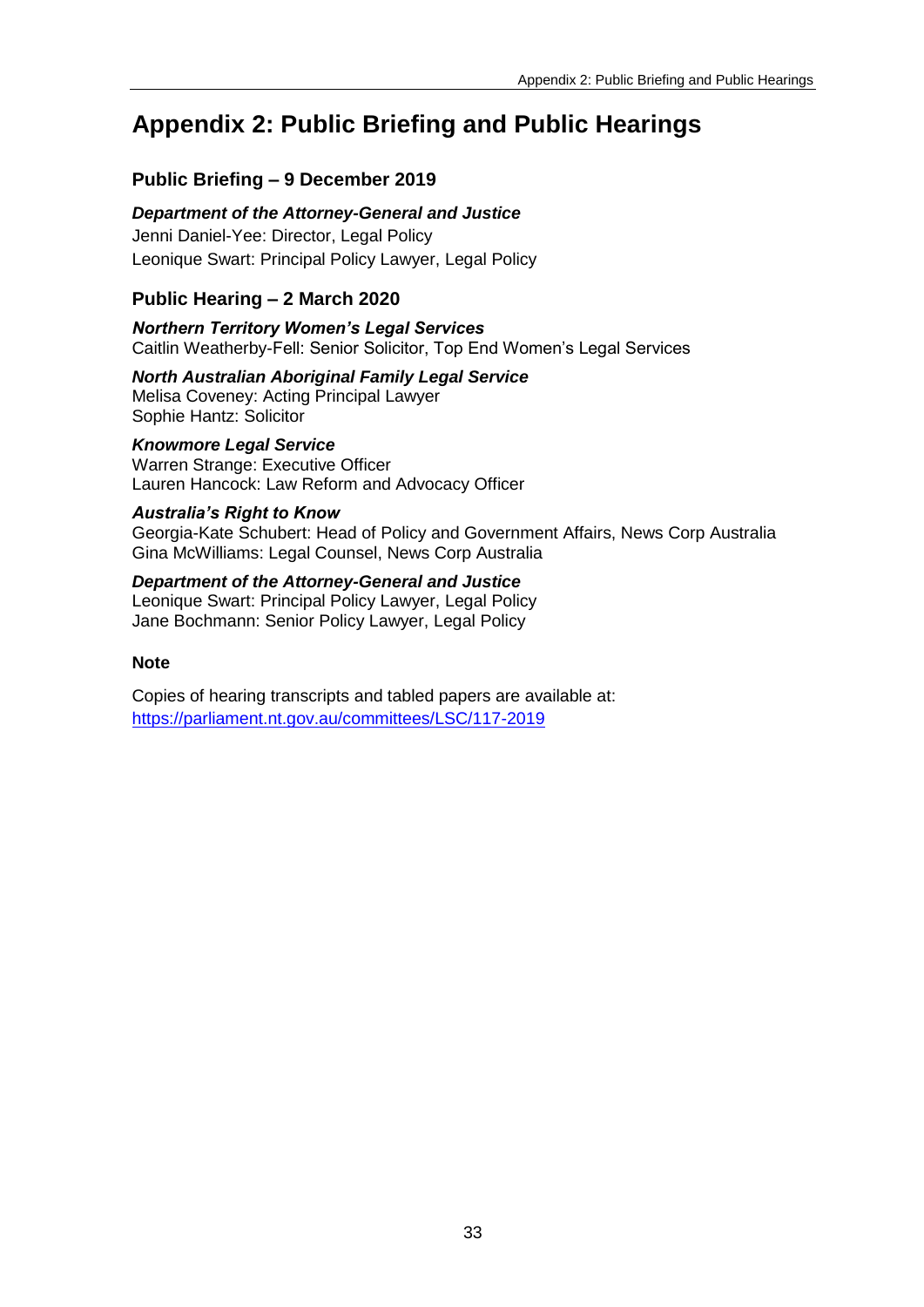# Appendix 2: Public Briefing and Public Hearings

## Public Briefing – 9 December 2019

***Department of the Attorney-General and Justice***

Jenni Daniel-Yee: Director, Legal Policy

Leonique Swart: Principal Policy Lawyer, Legal Policy

## Public Hearing – 2 March 2020

***Northern Territory Women's Legal Services***

Caitlin Weatherby-Fell: Senior Solicitor, Top End Women's Legal Services

***North Australian Aboriginal Family Legal Service***

Melisa Coveney: Acting Principal Lawyer

Sophie Hantz: Solicitor

***Knowmore Legal Service***

Warren Strange: Executive Officer

Lauren Hancock: Law Reform and Advocacy Officer

***Australia's Right to Know***

Georgia-Kate Schubert: Head of Policy and Government Affairs, News Corp Australia

Gina McWilliams: Legal Counsel, News Corp Australia

***Department of the Attorney-General and Justice***

Leonique Swart: Principal Policy Lawyer, Legal Policy

Jane Bochmann: Senior Policy Lawyer, Legal Policy

**Note**

Copies of hearing transcripts and tabled papers are available at: https://parliament.nt.gov.au/committees/LSC/117-2019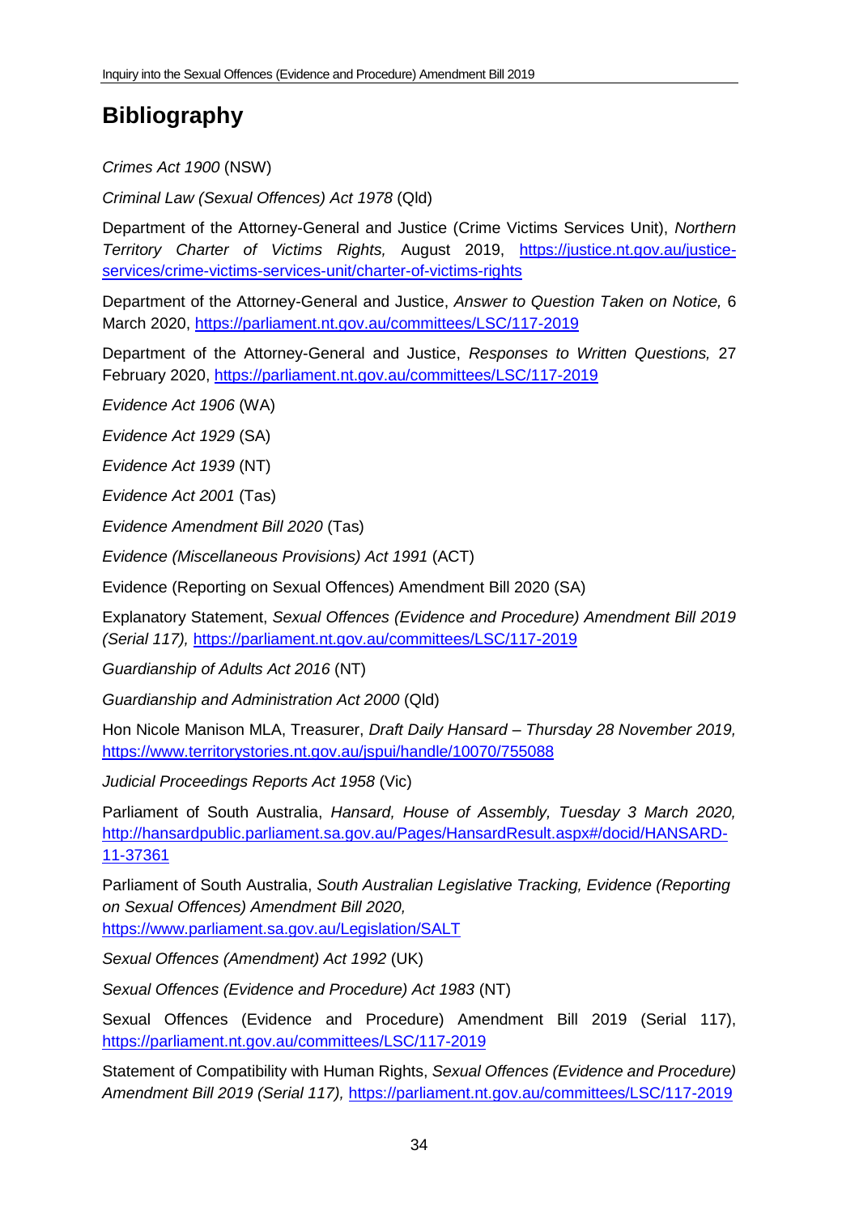# Bibliography

*Crimes Act 1900* (NSW)

*Criminal Law (Sexual Offences) Act 1978* (Qld)

Department of the Attorney-General and Justice (Crime Victims Services Unit), *Northern Territory Charter of Victims Rights,* August 2019, https://justice.nt.gov.au/justice-services/crime-victims-services-unit/charter-of-victims-rights

Department of the Attorney-General and Justice, *Answer to Question Taken on Notice,* 6 March 2020, https://parliament.nt.gov.au/committees/LSC/117-2019

Department of the Attorney-General and Justice, *Responses to Written Questions,* 27 February 2020, https://parliament.nt.gov.au/committees/LSC/117-2019

*Evidence Act 1906* (WA)

*Evidence Act 1929* (SA)

*Evidence Act 1939* (NT)

*Evidence Act 2001* (Tas)

*Evidence Amendment Bill 2020* (Tas)

*Evidence (Miscellaneous Provisions) Act 1991* (ACT)

Evidence (Reporting on Sexual Offences) Amendment Bill 2020 (SA)

Explanatory Statement, *Sexual Offences (Evidence and Procedure) Amendment Bill 2019 (Serial 117),* https://parliament.nt.gov.au/committees/LSC/117-2019

*Guardianship of Adults Act 2016* (NT)

*Guardianship and Administration Act 2000* (Qld)

Hon Nicole Manison MLA, Treasurer, *Draft Daily Hansard – Thursday 28 November 2019,* https://www.territorystories.nt.gov.au/jspui/handle/10070/755088

*Judicial Proceedings Reports Act 1958* (Vic)

Parliament of South Australia, *Hansard, House of Assembly, Tuesday 3 March 2020,* http://hansardpublic.parliament.sa.gov.au/Pages/HansardResult.aspx#/docid/HANSARD-11-37361

Parliament of South Australia, *South Australian Legislative Tracking, Evidence (Reporting on Sexual Offences) Amendment Bill 2020,* https://www.parliament.sa.gov.au/Legislation/SALT

*Sexual Offences (Amendment) Act 1992* (UK)

*Sexual Offences (Evidence and Procedure) Act 1983* (NT)

Sexual Offences (Evidence and Procedure) Amendment Bill 2019 (Serial 117), https://parliament.nt.gov.au/committees/LSC/117-2019

Statement of Compatibility with Human Rights, *Sexual Offences (Evidence and Procedure) Amendment Bill 2019 (Serial 117),* https://parliament.nt.gov.au/committees/LSC/117-2019